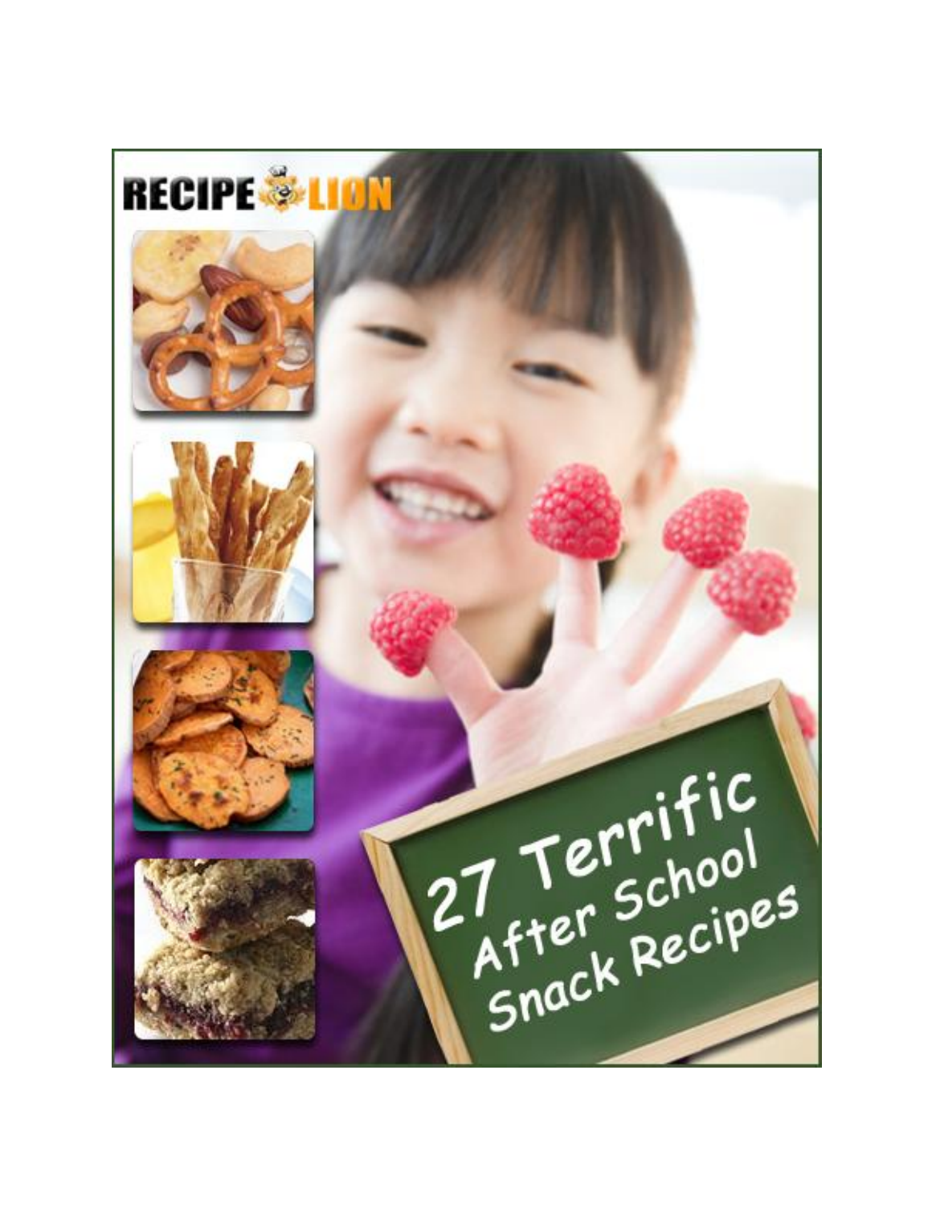RECIPE LION

# 27 Terrific After School Snack Recipes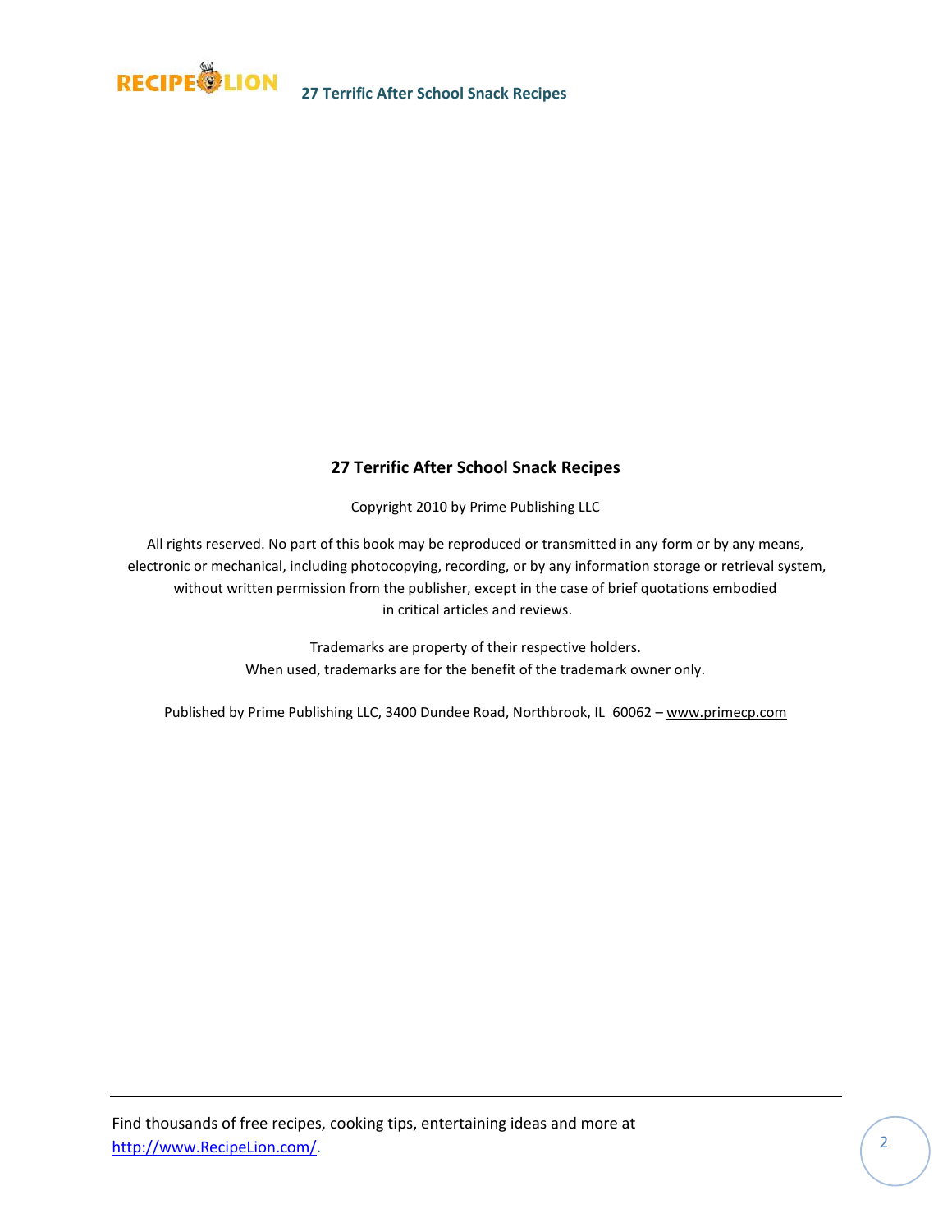**27 Terrific After School Snack Recipes**

Copyright 2010 by Prime Publishing LLC

All rights reserved. No part of this book may be reproduced or transmitted in any form or by any means, electronic or mechanical, including photocopying, recording, or by any information storage or retrieval system, without written permission from the publisher, except in the case of brief quotations embodied in critical articles and reviews.

Trademarks are property of their respective holders.
When used, trademarks are for the benefit of the trademark owner only.

Published by Prime Publishing LLC, 3400 Dundee Road, Northbrook, IL 60062 – www.primecp.com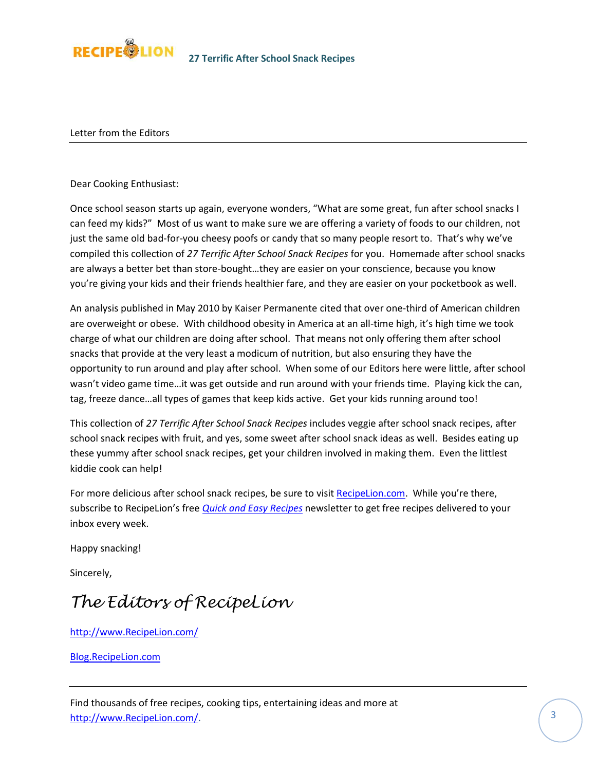## Letter from the Editors

Dear Cooking Enthusiast:

Once school season starts up again, everyone wonders, "What are some great, fun after school snacks I can feed my kids?" Most of us want to make sure we are offering a variety of foods to our children, not just the same old bad-for-you cheesy poofs or candy that so many people resort to. That's why we've compiled this collection of *27 Terrific After School Snack Recipes* for you. Homemade after school snacks are always a better bet than store-bought…they are easier on your conscience, because you know you're giving your kids and their friends healthier fare, and they are easier on your pocketbook as well.

An analysis published in May 2010 by Kaiser Permanente cited that over one-third of American children are overweight or obese. With childhood obesity in America at an all-time high, it's high time we took charge of what our children are doing after school. That means not only offering them after school snacks that provide at the very least a modicum of nutrition, but also ensuring they have the opportunity to run around and play after school. When some of our Editors here were little, after school wasn't video game time…it was get outside and run around with your friends time. Playing kick the can, tag, freeze dance…all types of games that keep kids active. Get your kids running around too!

This collection of *27 Terrific After School Snack Recipes* includes veggie after school snack recipes, after school snack recipes with fruit, and yes, some sweet after school snack ideas as well. Besides eating up these yummy after school snack recipes, get your children involved in making them. Even the littlest kiddie cook can help!

For more delicious after school snack recipes, be sure to visit [RecipeLion.com](http://www.RecipeLion.com/). While you're there, subscribe to RecipeLion's free ***Quick and Easy Recipes*** newsletter to get free recipes delivered to your inbox every week.

Happy snacking!

Sincerely,

*The Editors of RecipeLion*

http://www.RecipeLion.com/

Blog.RecipeLion.com

Find thousands of free recipes, cooking tips, entertaining ideas and more at http://www.RecipeLion.com/.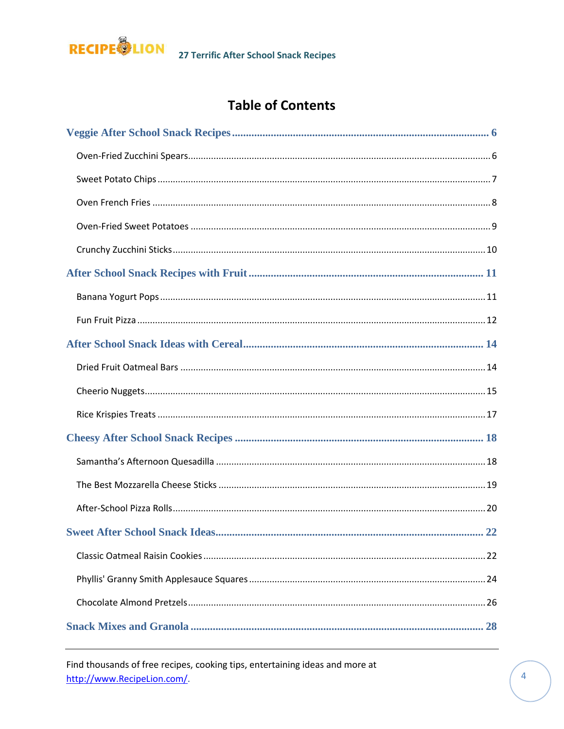# Table of Contents

**Veggie After School Snack Recipes** ........ 6

- Oven-Fried Zucchini Spears ........ 6
- Sweet Potato Chips ........ 7
- Oven French Fries ........ 8
- Oven-Fried Sweet Potatoes ........ 9
- Crunchy Zucchini Sticks ........ 10

**After School Snack Recipes with Fruit** ........ 11

- Banana Yogurt Pops ........ 11
- Fun Fruit Pizza ........ 12

**After School Snack Ideas with Cereal** ........ 14

- Dried Fruit Oatmeal Bars ........ 14
- Cheerio Nuggets ........ 15
- Rice Krispies Treats ........ 17

**Cheesy After School Snack Recipes** ........ 18

- Samantha's Afternoon Quesadilla ........ 18
- The Best Mozzarella Cheese Sticks ........ 19
- After-School Pizza Rolls ........ 20

**Sweet After School Snack Ideas** ........ 22

- Classic Oatmeal Raisin Cookies ........ 22
- Phyllis' Granny Smith Applesauce Squares ........ 24
- Chocolate Almond Pretzels ........ 26

**Snack Mixes and Granola** ........ 28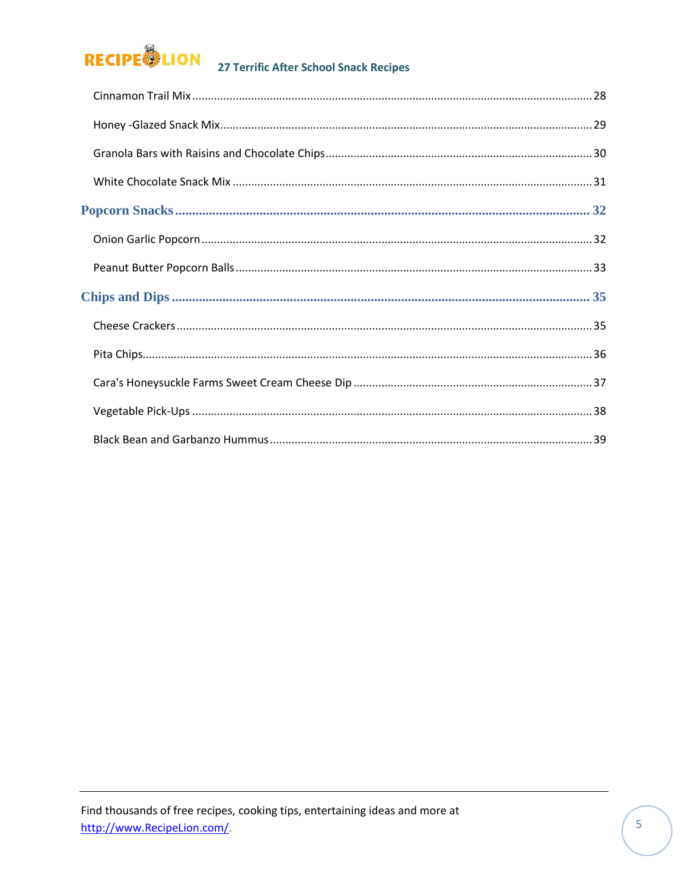Cinnamon Trail Mix ........ 28

Honey -Glazed Snack Mix ........ 29

Granola Bars with Raisins and Chocolate Chips ........ 30

White Chocolate Snack Mix ........ 31

**Popcorn Snacks ........ 32**

Onion Garlic Popcorn ........ 32

Peanut Butter Popcorn Balls ........ 33

**Chips and Dips ........ 35**

Cheese Crackers ........ 35

Pita Chips ........ 36

Cara's Honeysuckle Farms Sweet Cream Cheese Dip ........ 37

Vegetable Pick-Ups ........ 38

Black Bean and Garbanzo Hummus ........ 39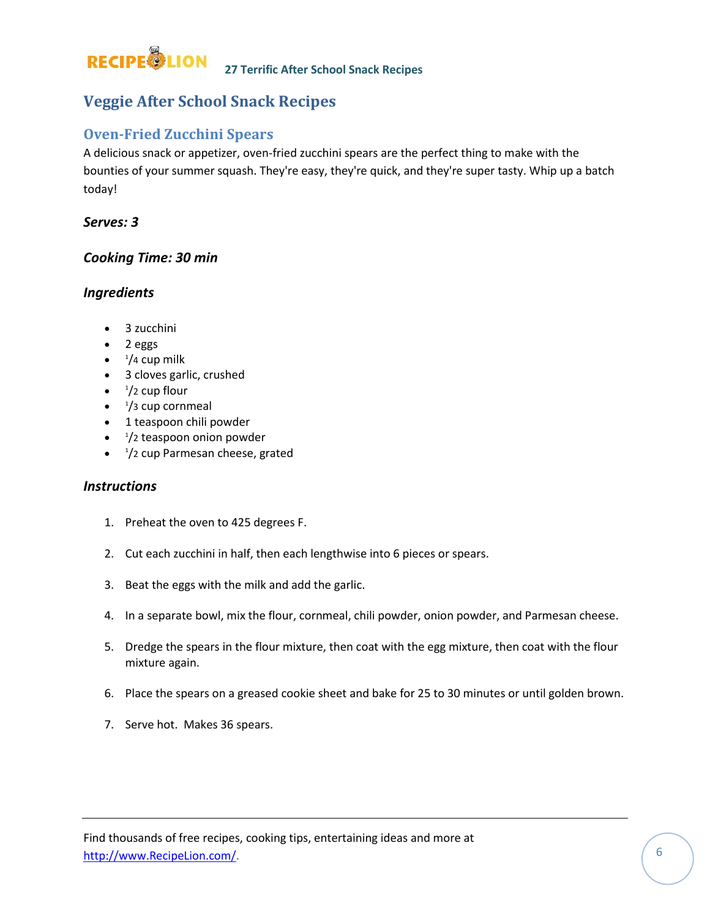# Veggie After School Snack Recipes

## Oven-Fried Zucchini Spears

A delicious snack or appetizer, oven-fried zucchini spears are the perfect thing to make with the bounties of your summer squash. They're easy, they're quick, and they're super tasty. Whip up a batch today!

***Serves: 3***

***Cooking Time: 30 min***

### *Ingredients*

- 3 zucchini
- 2 eggs
- 1/4 cup milk
- 3 cloves garlic, crushed
- 1/2 cup flour
- 1/3 cup cornmeal
- 1 teaspoon chili powder
- 1/2 teaspoon onion powder
- 1/2 cup Parmesan cheese, grated

### *Instructions*

1. Preheat the oven to 425 degrees F.
2. Cut each zucchini in half, then each lengthwise into 6 pieces or spears.
3. Beat the eggs with the milk and add the garlic.
4. In a separate bowl, mix the flour, cornmeal, chili powder, onion powder, and Parmesan cheese.
5. Dredge the spears in the flour mixture, then coat with the egg mixture, then coat with the flour mixture again.
6. Place the spears on a greased cookie sheet and bake for 25 to 30 minutes or until golden brown.
7. Serve hot. Makes 36 spears.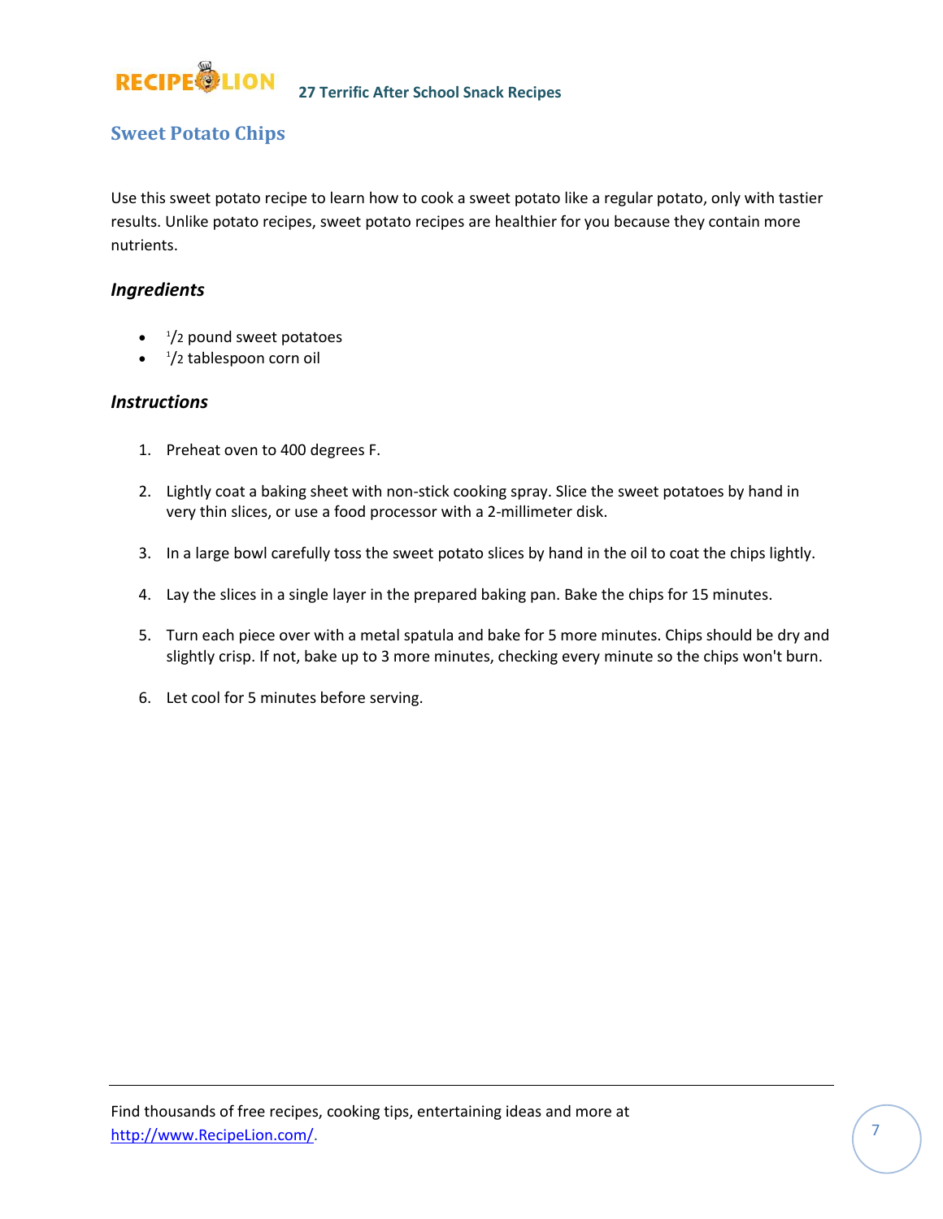## Sweet Potato Chips

Use this sweet potato recipe to learn how to cook a sweet potato like a regular potato, only with tastier results. Unlike potato recipes, sweet potato recipes are healthier for you because they contain more nutrients.

### *Ingredients*

- 1/2 pound sweet potatoes
- 1/2 tablespoon corn oil

### *Instructions*

1. Preheat oven to 400 degrees F.
2. Lightly coat a baking sheet with non-stick cooking spray. Slice the sweet potatoes by hand in very thin slices, or use a food processor with a 2-millimeter disk.
3. In a large bowl carefully toss the sweet potato slices by hand in the oil to coat the chips lightly.
4. Lay the slices in a single layer in the prepared baking pan. Bake the chips for 15 minutes.
5. Turn each piece over with a metal spatula and bake for 5 more minutes. Chips should be dry and slightly crisp. If not, bake up to 3 more minutes, checking every minute so the chips won't burn.
6. Let cool for 5 minutes before serving.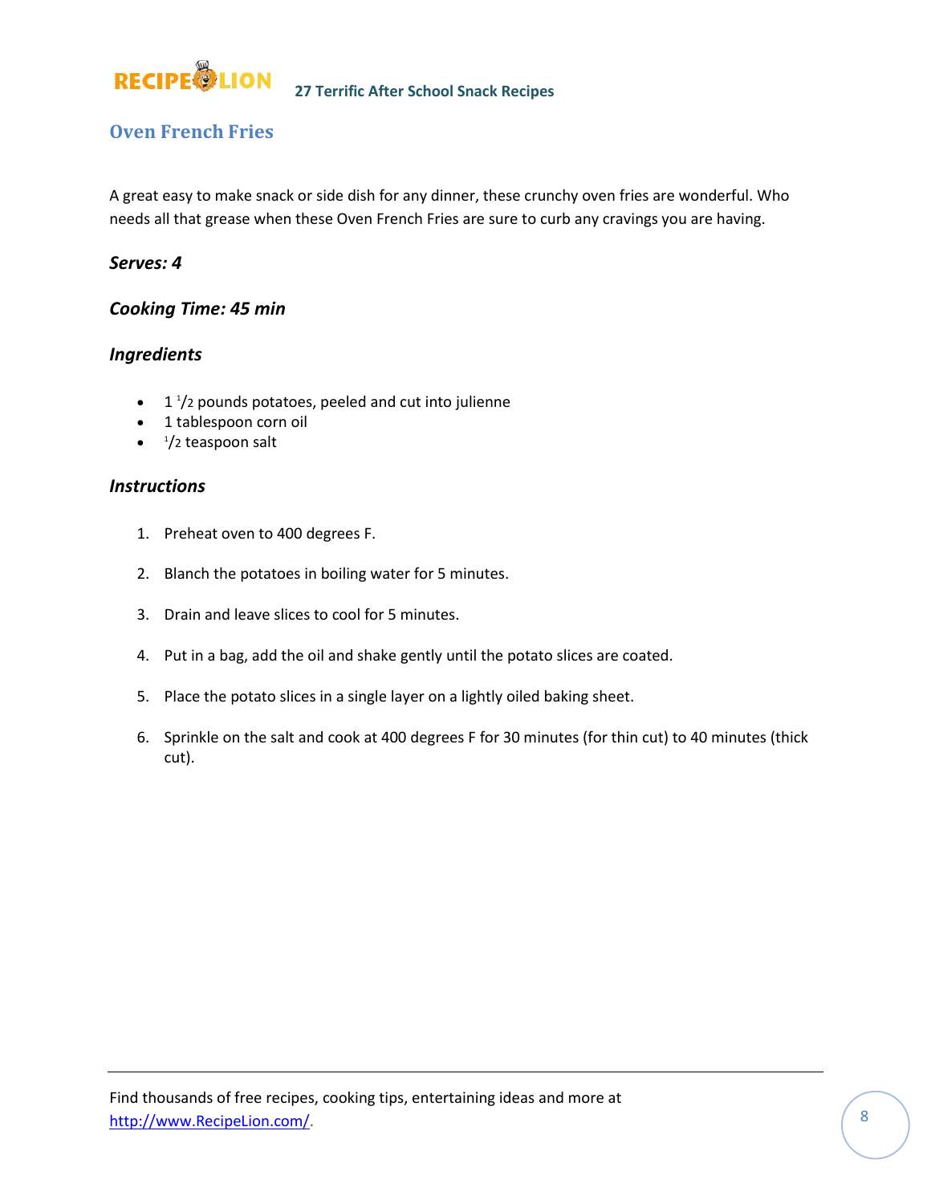## Oven French Fries

A great easy to make snack or side dish for any dinner, these crunchy oven fries are wonderful. Who needs all that grease when these Oven French Fries are sure to curb any cravings you are having.

### *Serves: 4*

### *Cooking Time: 45 min*

### *Ingredients*

- 1 1/2 pounds potatoes, peeled and cut into julienne
- 1 tablespoon corn oil
- 1/2 teaspoon salt

### *Instructions*

1. Preheat oven to 400 degrees F.
2. Blanch the potatoes in boiling water for 5 minutes.
3. Drain and leave slices to cool for 5 minutes.
4. Put in a bag, add the oil and shake gently until the potato slices are coated.
5. Place the potato slices in a single layer on a lightly oiled baking sheet.
6. Sprinkle on the salt and cook at 400 degrees F for 30 minutes (for thin cut) to 40 minutes (thick cut).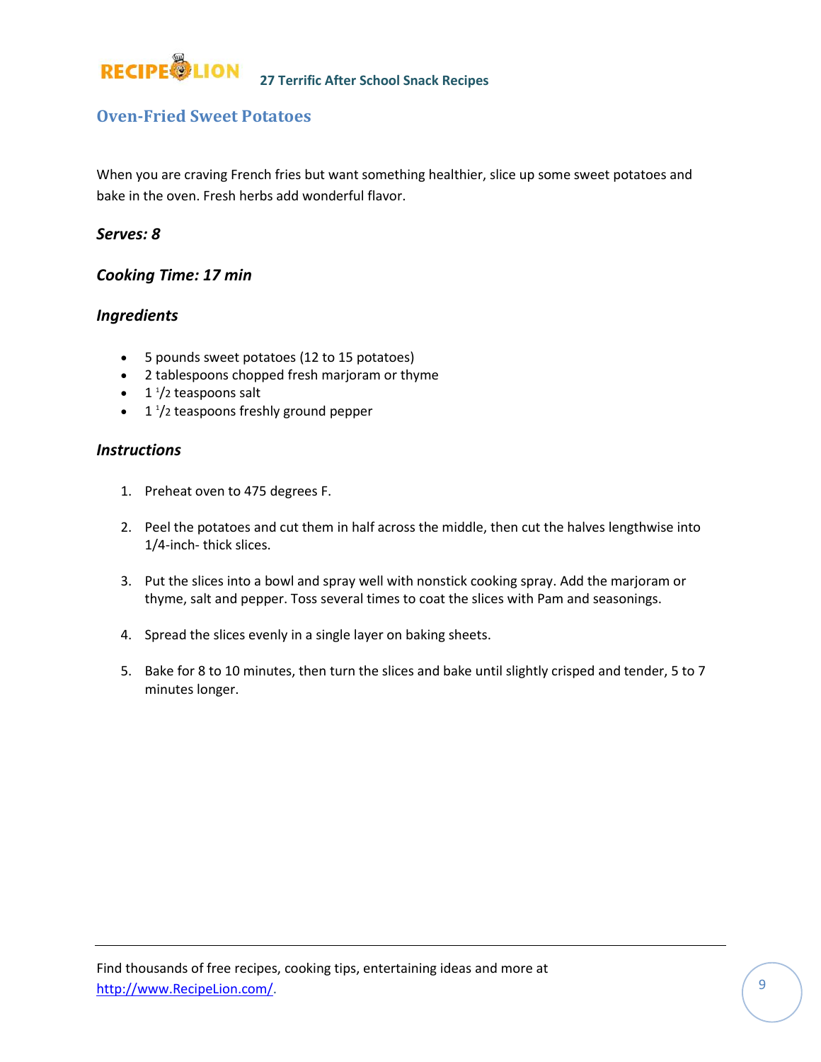## Oven-Fried Sweet Potatoes

When you are craving French fries but want something healthier, slice up some sweet potatoes and bake in the oven. Fresh herbs add wonderful flavor.

### *Serves: 8*

### *Cooking Time: 17 min*

### *Ingredients*

- 5 pounds sweet potatoes (12 to 15 potatoes)
- 2 tablespoons chopped fresh marjoram or thyme
- 1 1/2 teaspoons salt
- 1 1/2 teaspoons freshly ground pepper

### *Instructions*

1. Preheat oven to 475 degrees F.

2. Peel the potatoes and cut them in half across the middle, then cut the halves lengthwise into 1/4-inch- thick slices.

3. Put the slices into a bowl and spray well with nonstick cooking spray. Add the marjoram or thyme, salt and pepper. Toss several times to coat the slices with Pam and seasonings.

4. Spread the slices evenly in a single layer on baking sheets.

5. Bake for 8 to 10 minutes, then turn the slices and bake until slightly crisped and tender, 5 to 7 minutes longer.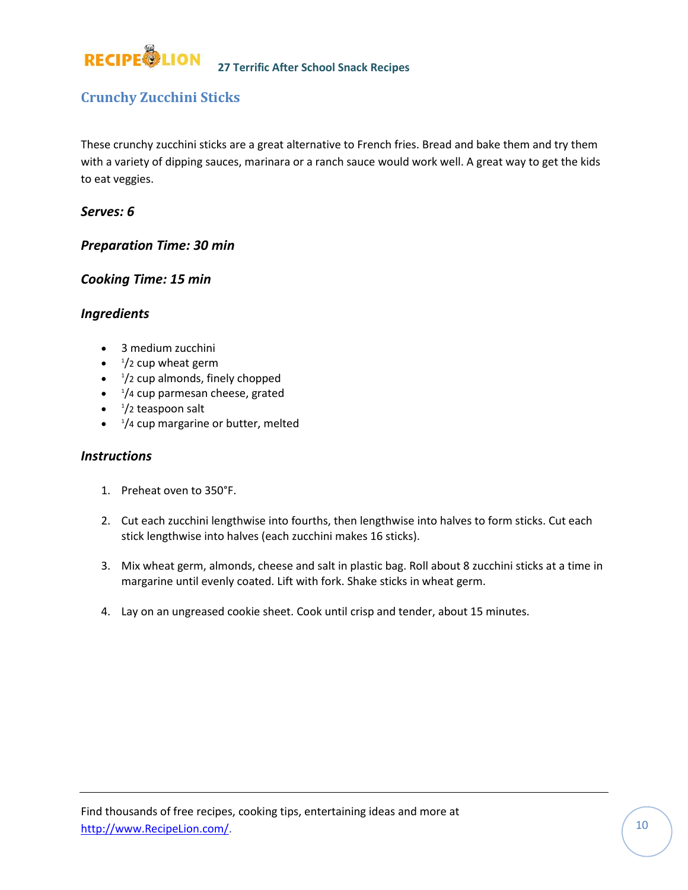## Crunchy Zucchini Sticks

These crunchy zucchini sticks are a great alternative to French fries. Bread and bake them and try them with a variety of dipping sauces, marinara or a ranch sauce would work well. A great way to get the kids to eat veggies.

***Serves: 6***

***Preparation Time: 30 min***

***Cooking Time: 15 min***

### *Ingredients*

- 3 medium zucchini
- 1/2 cup wheat germ
- 1/2 cup almonds, finely chopped
- 1/4 cup parmesan cheese, grated
- 1/2 teaspoon salt
- 1/4 cup margarine or butter, melted

### *Instructions*

1. Preheat oven to 350°F.

2. Cut each zucchini lengthwise into fourths, then lengthwise into halves to form sticks. Cut each stick lengthwise into halves (each zucchini makes 16 sticks).

3. Mix wheat germ, almonds, cheese and salt in plastic bag. Roll about 8 zucchini sticks at a time in margarine until evenly coated. Lift with fork. Shake sticks in wheat germ.

4. Lay on an ungreased cookie sheet. Cook until crisp and tender, about 15 minutes.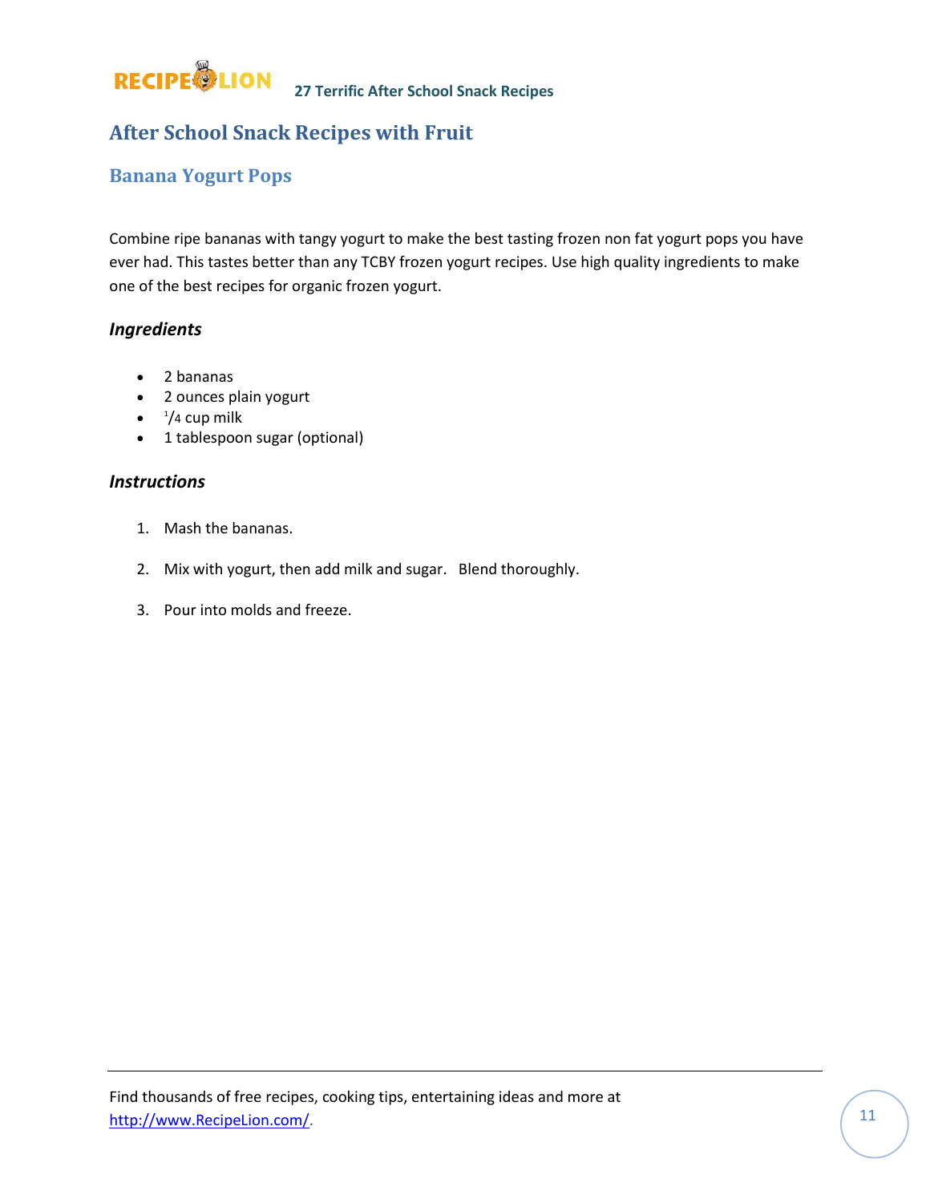## After School Snack Recipes with Fruit

### Banana Yogurt Pops

Combine ripe bananas with tangy yogurt to make the best tasting frozen non fat yogurt pops you have ever had. This tastes better than any TCBY frozen yogurt recipes. Use high quality ingredients to make one of the best recipes for organic frozen yogurt.

#### *Ingredients*

- 2 bananas
- 2 ounces plain yogurt
- 1/4 cup milk
- 1 tablespoon sugar (optional)

#### *Instructions*

1. Mash the bananas.

2. Mix with yogurt, then add milk and sugar. Blend thoroughly.

3. Pour into molds and freeze.

Find thousands of free recipes, cooking tips, entertaining ideas and more at http://www.RecipeLion.com/.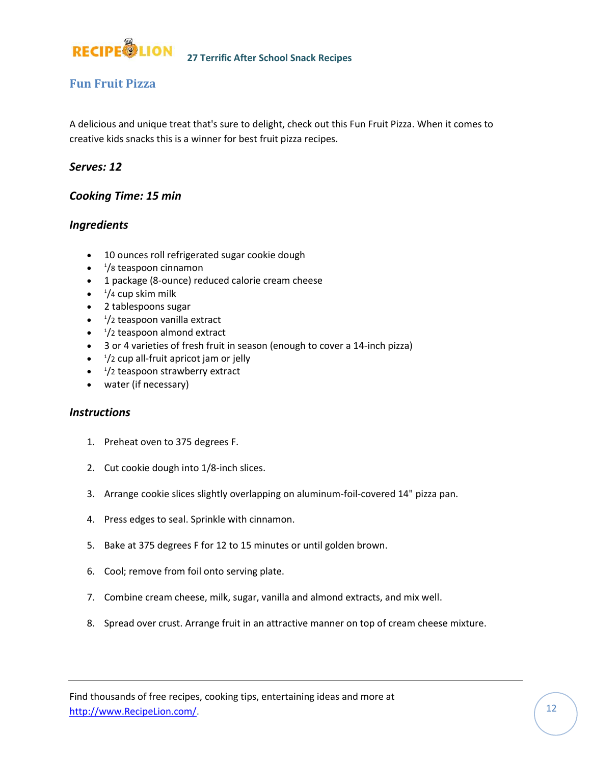## Fun Fruit Pizza

A delicious and unique treat that's sure to delight, check out this Fun Fruit Pizza. When it comes to creative kids snacks this is a winner for best fruit pizza recipes.

### *Serves: 12*

### *Cooking Time: 15 min*

### *Ingredients*

- 10 ounces roll refrigerated sugar cookie dough
- 1/8 teaspoon cinnamon
- 1 package (8-ounce) reduced calorie cream cheese
- 1/4 cup skim milk
- 2 tablespoons sugar
- 1/2 teaspoon vanilla extract
- 1/2 teaspoon almond extract
- 3 or 4 varieties of fresh fruit in season (enough to cover a 14-inch pizza)
- 1/2 cup all-fruit apricot jam or jelly
- 1/2 teaspoon strawberry extract
- water (if necessary)

### *Instructions*

1. Preheat oven to 375 degrees F.
2. Cut cookie dough into 1/8-inch slices.
3. Arrange cookie slices slightly overlapping on aluminum-foil-covered 14" pizza pan.
4. Press edges to seal. Sprinkle with cinnamon.
5. Bake at 375 degrees F for 12 to 15 minutes or until golden brown.
6. Cool; remove from foil onto serving plate.
7. Combine cream cheese, milk, sugar, vanilla and almond extracts, and mix well.
8. Spread over crust. Arrange fruit in an attractive manner on top of cream cheese mixture.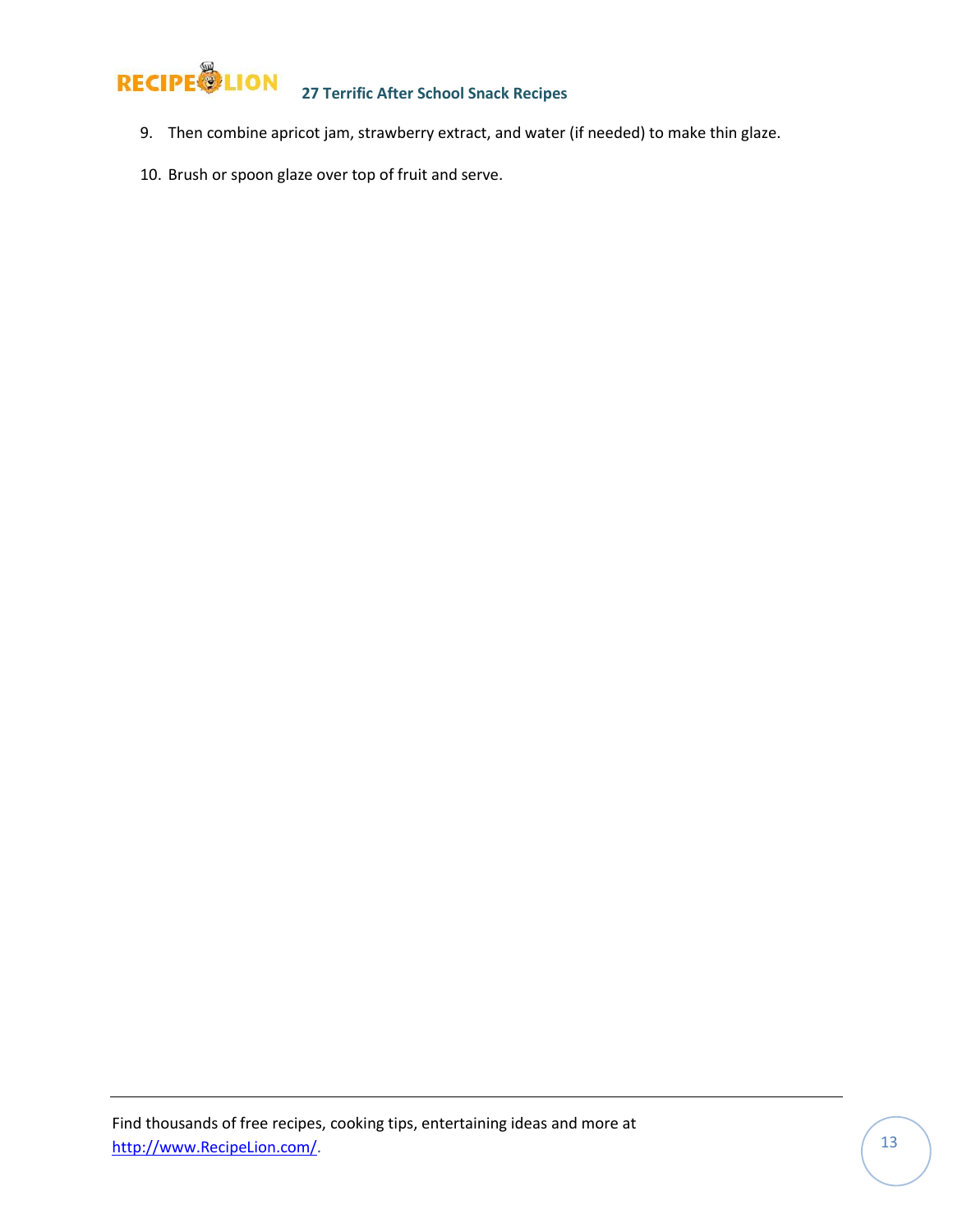9. Then combine apricot jam, strawberry extract, and water (if needed) to make thin glaze.
10. Brush or spoon glaze over top of fruit and serve.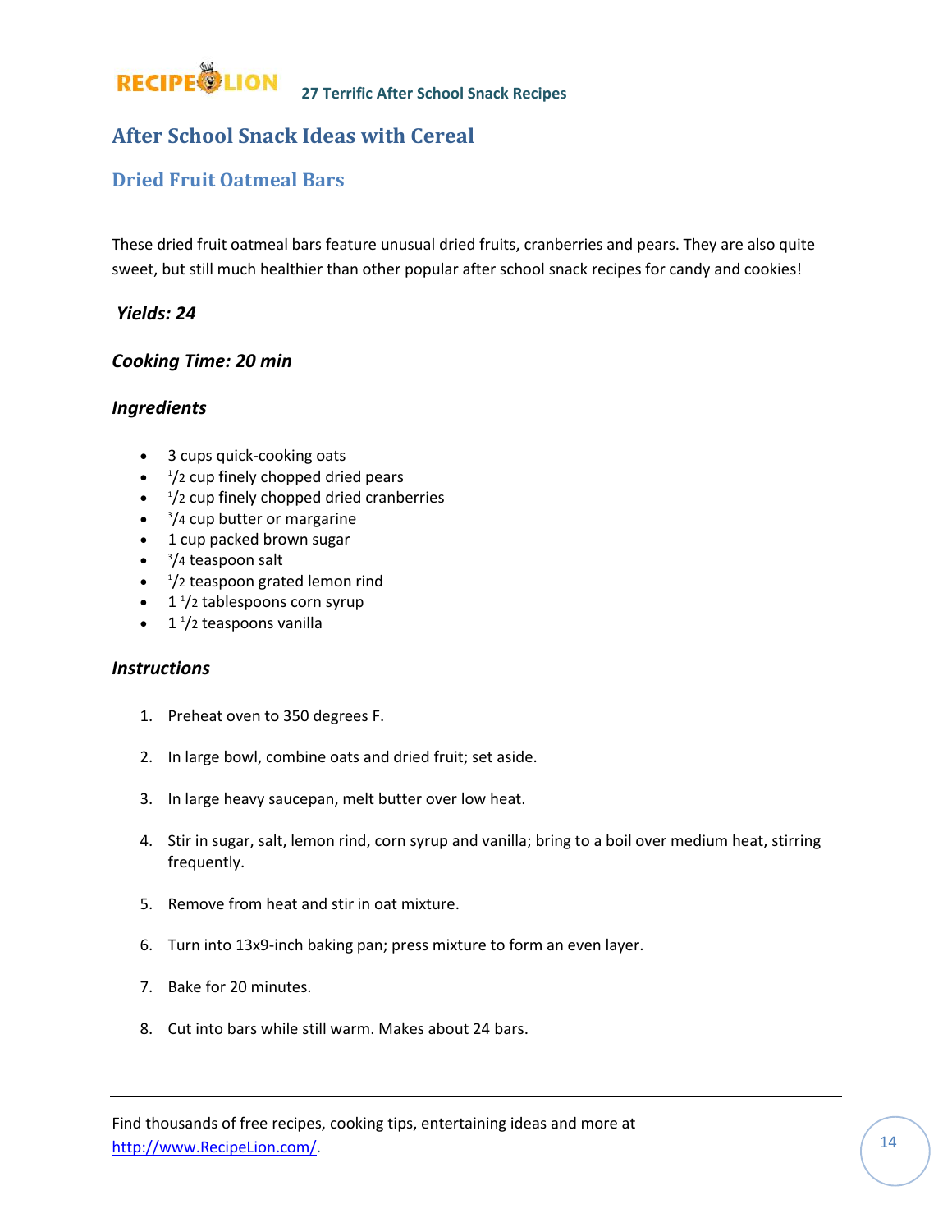## After School Snack Ideas with Cereal

### Dried Fruit Oatmeal Bars

These dried fruit oatmeal bars feature unusual dried fruits, cranberries and pears. They are also quite sweet, but still much healthier than other popular after school snack recipes for candy and cookies!

***Yields: 24***

***Cooking Time: 20 min***

***Ingredients***

- 3 cups quick-cooking oats
- 1/2 cup finely chopped dried pears
- 1/2 cup finely chopped dried cranberries
- 3/4 cup butter or margarine
- 1 cup packed brown sugar
- 3/4 teaspoon salt
- 1/2 teaspoon grated lemon rind
- 1 1/2 tablespoons corn syrup
- 1 1/2 teaspoons vanilla

***Instructions***

1. Preheat oven to 350 degrees F.
2. In large bowl, combine oats and dried fruit; set aside.
3. In large heavy saucepan, melt butter over low heat.
4. Stir in sugar, salt, lemon rind, corn syrup and vanilla; bring to a boil over medium heat, stirring frequently.
5. Remove from heat and stir in oat mixture.
6. Turn into 13x9-inch baking pan; press mixture to form an even layer.
7. Bake for 20 minutes.
8. Cut into bars while still warm. Makes about 24 bars.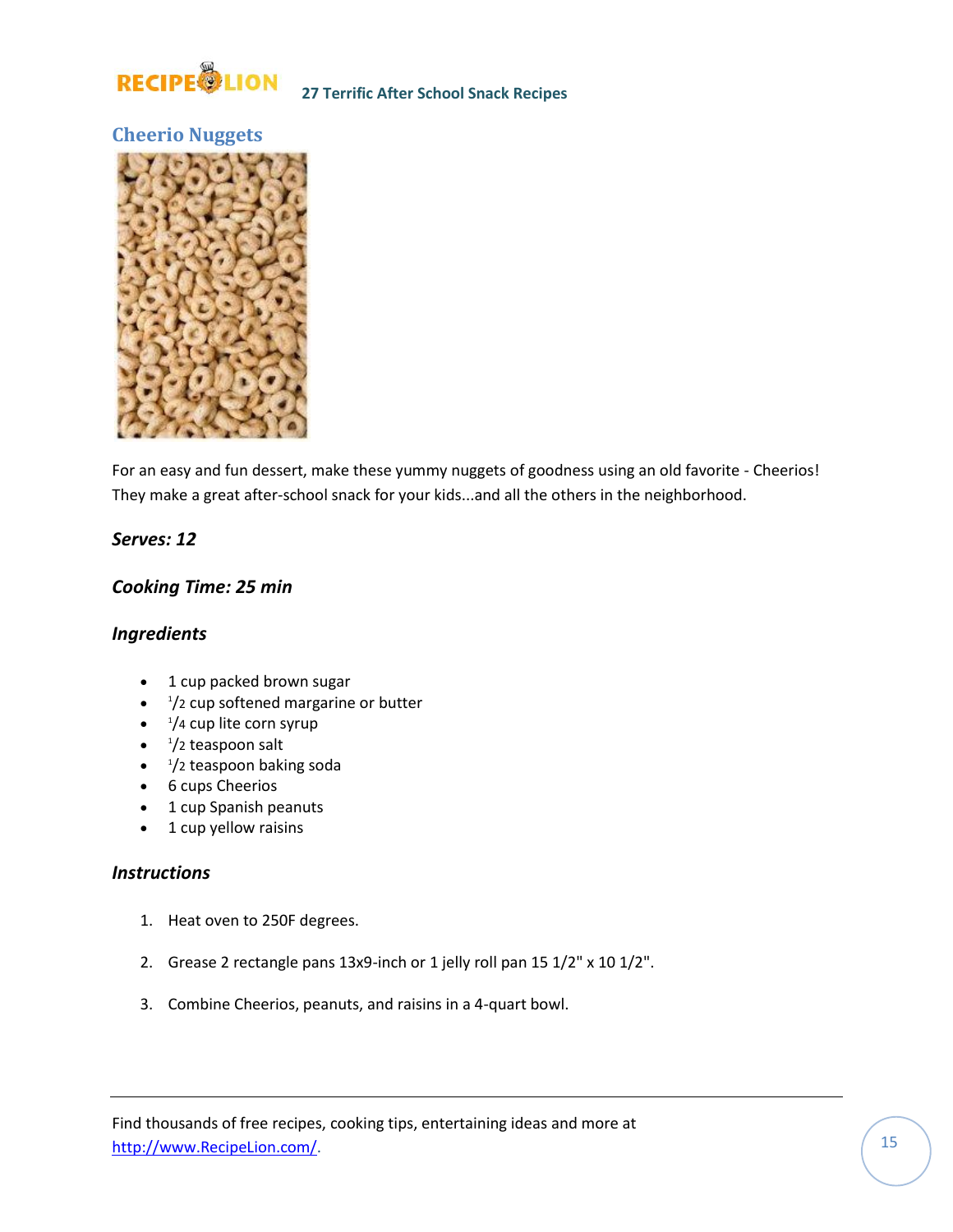## Cheerio Nuggets

For an easy and fun dessert, make these yummy nuggets of goodness using an old favorite - Cheerios! They make a great after-school snack for your kids...and all the others in the neighborhood.

### *Serves: 12*

### *Cooking Time: 25 min*

### *Ingredients*

- 1 cup packed brown sugar
- 1/2 cup softened margarine or butter
- 1/4 cup lite corn syrup
- 1/2 teaspoon salt
- 1/2 teaspoon baking soda
- 6 cups Cheerios
- 1 cup Spanish peanuts
- 1 cup yellow raisins

### *Instructions*

1. Heat oven to 250F degrees.

2. Grease 2 rectangle pans 13x9-inch or 1 jelly roll pan 15 1/2" x 10 1/2".

3. Combine Cheerios, peanuts, and raisins in a 4-quart bowl.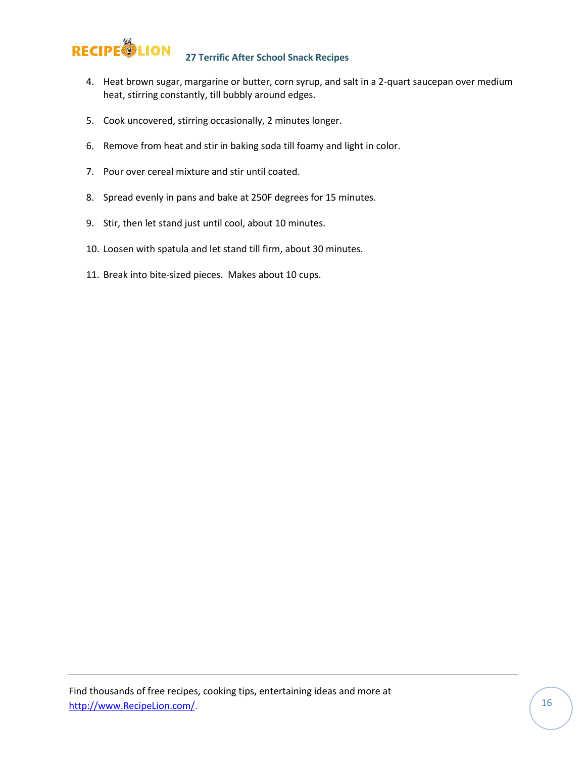4. Heat brown sugar, margarine or butter, corn syrup, and salt in a 2-quart saucepan over medium heat, stirring constantly, till bubbly around edges.

5. Cook uncovered, stirring occasionally, 2 minutes longer.

6. Remove from heat and stir in baking soda till foamy and light in color.

7. Pour over cereal mixture and stir until coated.

8. Spread evenly in pans and bake at 250F degrees for 15 minutes.

9. Stir, then let stand just until cool, about 10 minutes.

10. Loosen with spatula and let stand till firm, about 30 minutes.

11. Break into bite-sized pieces. Makes about 10 cups.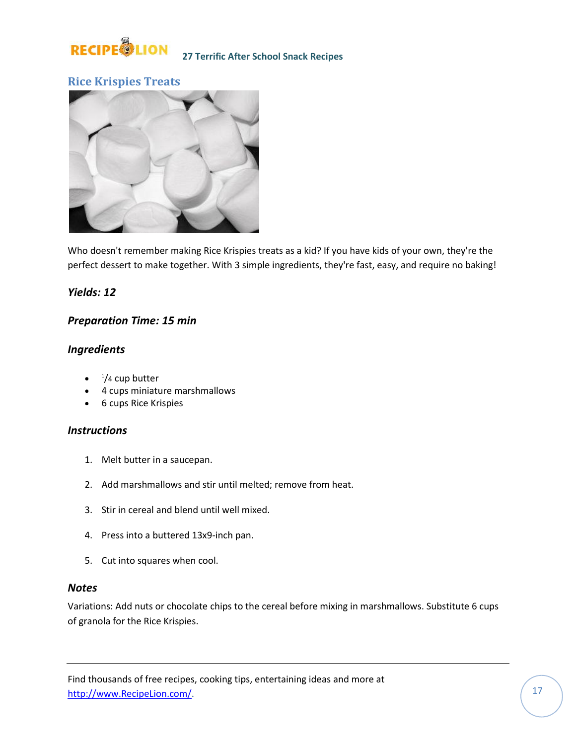## Rice Krispies Treats

Who doesn't remember making Rice Krispies treats as a kid? If you have kids of your own, they're the perfect dessert to make together. With 3 simple ingredients, they're fast, easy, and require no baking!

### *Yields: 12*

### *Preparation Time: 15 min*

### *Ingredients*

- 1/4 cup butter
- 4 cups miniature marshmallows
- 6 cups Rice Krispies

### *Instructions*

1. Melt butter in a saucepan.
2. Add marshmallows and stir until melted; remove from heat.
3. Stir in cereal and blend until well mixed.
4. Press into a buttered 13x9-inch pan.
5. Cut into squares when cool.

### *Notes*

Variations: Add nuts or chocolate chips to the cereal before mixing in marshmallows. Substitute 6 cups of granola for the Rice Krispies.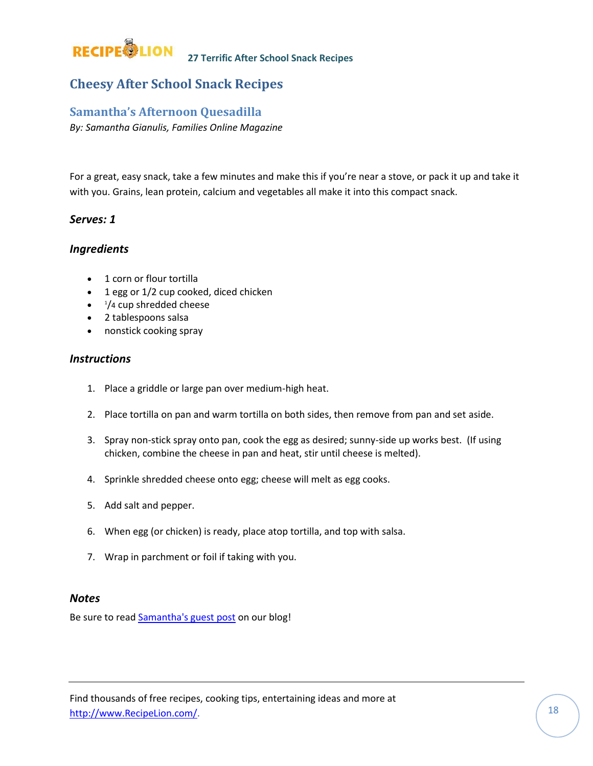# Cheesy After School Snack Recipes

## Samantha's Afternoon Quesadilla

*By: Samantha Gianulis, Families Online Magazine*

For a great, easy snack, take a few minutes and make this if you're near a stove, or pack it up and take it with you. Grains, lean protein, calcium and vegetables all make it into this compact snack.

### *Serves: 1*

### *Ingredients*

- 1 corn or flour tortilla
- 1 egg or 1/2 cup cooked, diced chicken
- 1/4 cup shredded cheese
- 2 tablespoons salsa
- nonstick cooking spray

### *Instructions*

1. Place a griddle or large pan over medium-high heat.
2. Place tortilla on pan and warm tortilla on both sides, then remove from pan and set aside.
3. Spray non-stick spray onto pan, cook the egg as desired; sunny-side up works best. (If using chicken, combine the cheese in pan and heat, stir until cheese is melted).
4. Sprinkle shredded cheese onto egg; cheese will melt as egg cooks.
5. Add salt and pepper.
6. When egg (or chicken) is ready, place atop tortilla, and top with salsa.
7. Wrap in parchment or foil if taking with you.

### *Notes*

Be sure to read Samantha's guest post on our blog!

Find thousands of free recipes, cooking tips, entertaining ideas and more at http://www.RecipeLion.com/.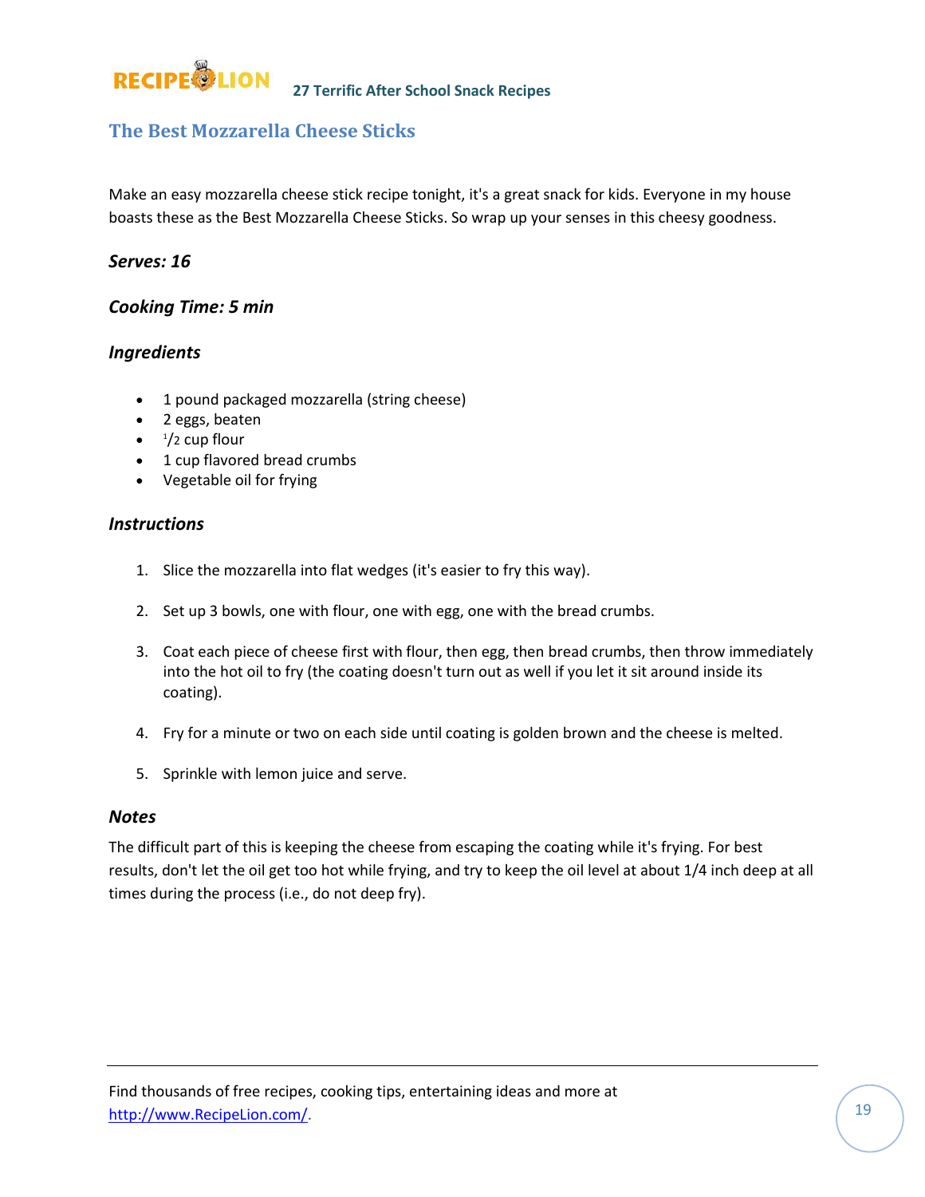## The Best Mozzarella Cheese Sticks

Make an easy mozzarella cheese stick recipe tonight, it's a great snack for kids. Everyone in my house boasts these as the Best Mozzarella Cheese Sticks. So wrap up your senses in this cheesy goodness.

### *Serves: 16*

### *Cooking Time: 5 min*

### *Ingredients*

- 1 pound packaged mozzarella (string cheese)
- 2 eggs, beaten
- 1/2 cup flour
- 1 cup flavored bread crumbs
- Vegetable oil for frying

### *Instructions*

1. Slice the mozzarella into flat wedges (it's easier to fry this way).

2. Set up 3 bowls, one with flour, one with egg, one with the bread crumbs.

3. Coat each piece of cheese first with flour, then egg, then bread crumbs, then throw immediately into the hot oil to fry (the coating doesn't turn out as well if you let it sit around inside its coating).

4. Fry for a minute or two on each side until coating is golden brown and the cheese is melted.

5. Sprinkle with lemon juice and serve.

### *Notes*

The difficult part of this is keeping the cheese from escaping the coating while it's frying. For best results, don't let the oil get too hot while frying, and try to keep the oil level at about 1/4 inch deep at all times during the process (i.e., do not deep fry).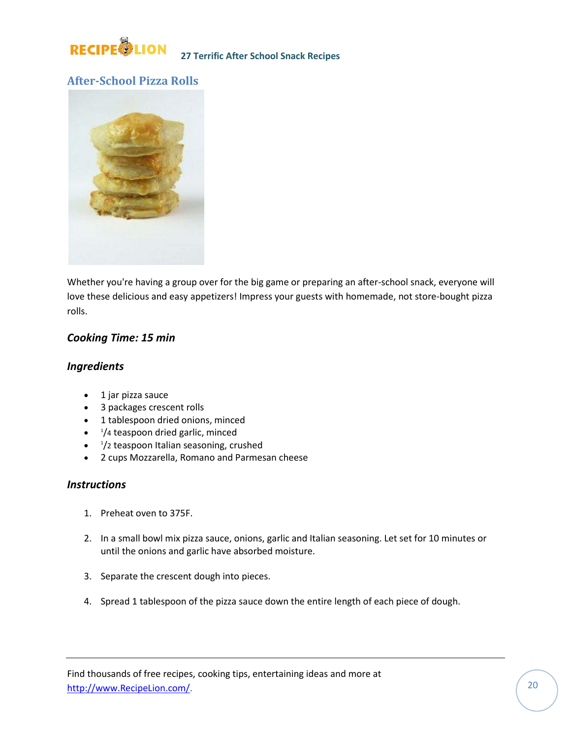## After-School Pizza Rolls

Whether you're having a group over for the big game or preparing an after-school snack, everyone will love these delicious and easy appetizers! Impress your guests with homemade, not store-bought pizza rolls.

### *Cooking Time: 15 min*

### *Ingredients*

- 1 jar pizza sauce
- 3 packages crescent rolls
- 1 tablespoon dried onions, minced
- 1/4 teaspoon dried garlic, minced
- 1/2 teaspoon Italian seasoning, crushed
- 2 cups Mozzarella, Romano and Parmesan cheese

### *Instructions*

1. Preheat oven to 375F.
2. In a small bowl mix pizza sauce, onions, garlic and Italian seasoning. Let set for 10 minutes or until the onions and garlic have absorbed moisture.
3. Separate the crescent dough into pieces.
4. Spread 1 tablespoon of the pizza sauce down the entire length of each piece of dough.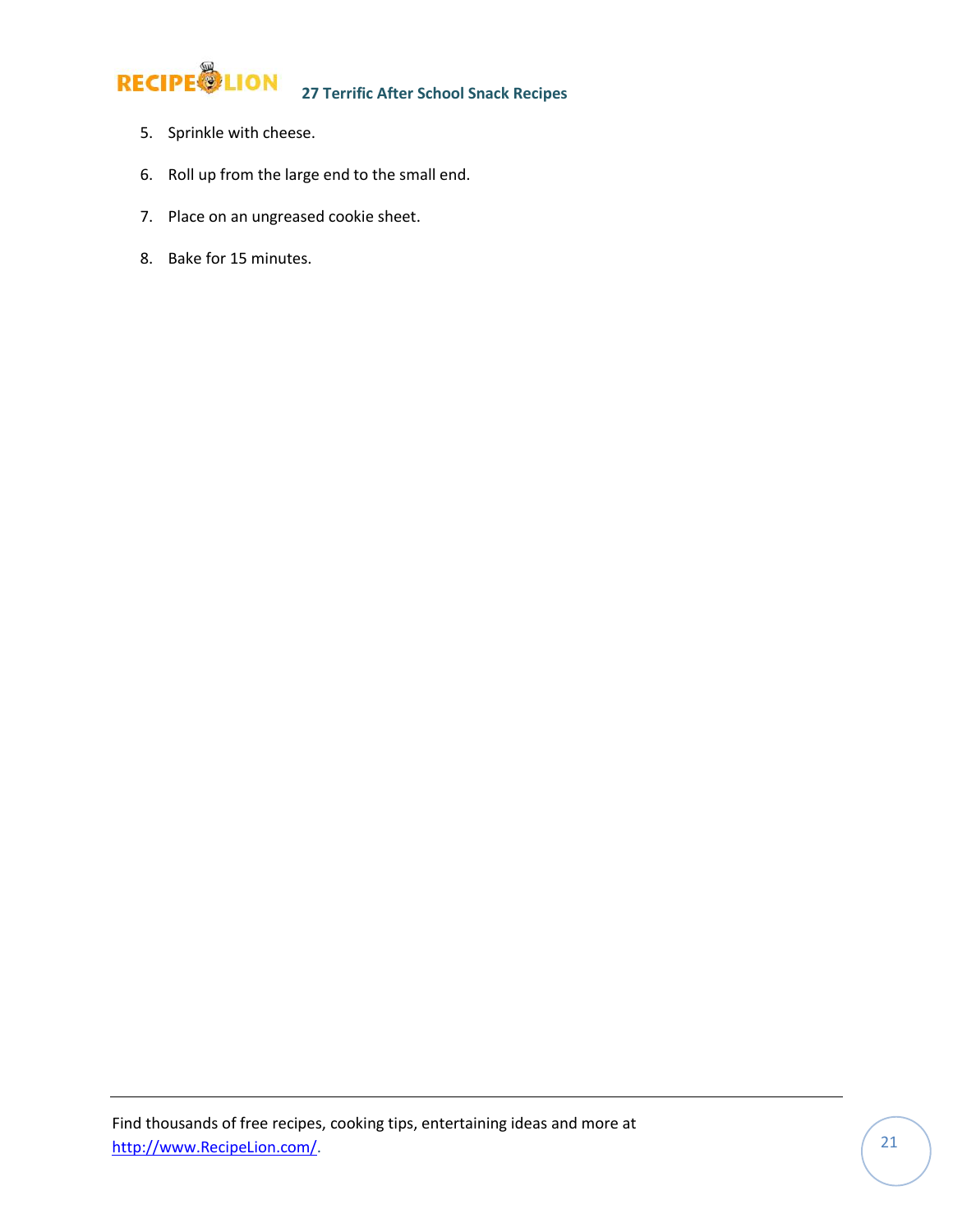5. Sprinkle with cheese.
6. Roll up from the large end to the small end.
7. Place on an ungreased cookie sheet.
8. Bake for 15 minutes.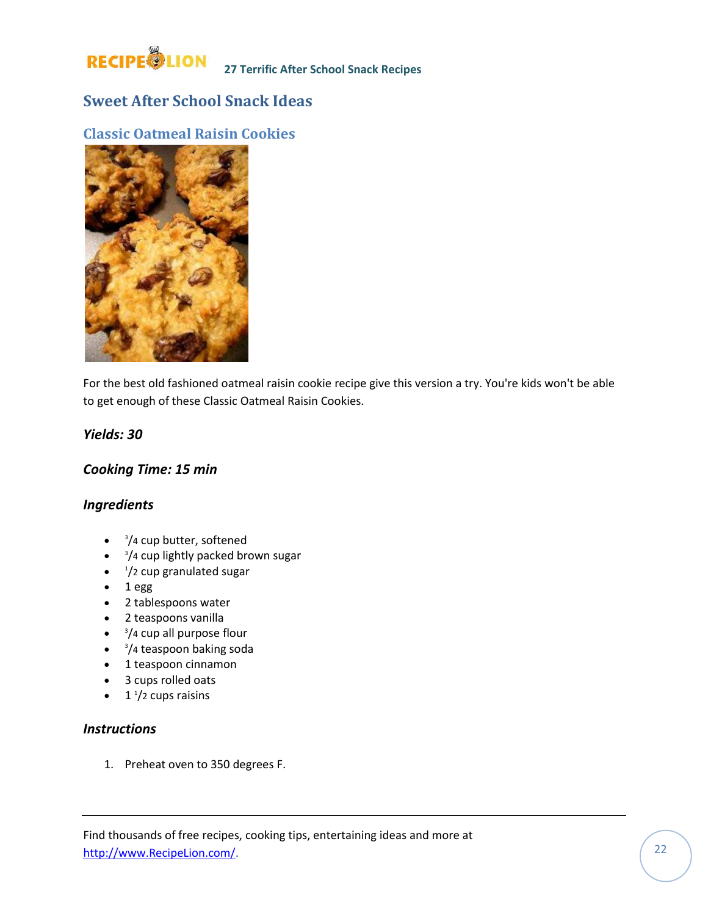## Sweet After School Snack Ideas

### Classic Oatmeal Raisin Cookies

For the best old fashioned oatmeal raisin cookie recipe give this version a try. You're kids won't be able to get enough of these Classic Oatmeal Raisin Cookies.

***Yields: 30***

***Cooking Time: 15 min***

### *Ingredients*

- 3/4 cup butter, softened
- 3/4 cup lightly packed brown sugar
- 1/2 cup granulated sugar
- 1 egg
- 2 tablespoons water
- 2 teaspoons vanilla
- 3/4 cup all purpose flour
- 3/4 teaspoon baking soda
- 1 teaspoon cinnamon
- 3 cups rolled oats
- 1 1/2 cups raisins

### *Instructions*

1. Preheat oven to 350 degrees F.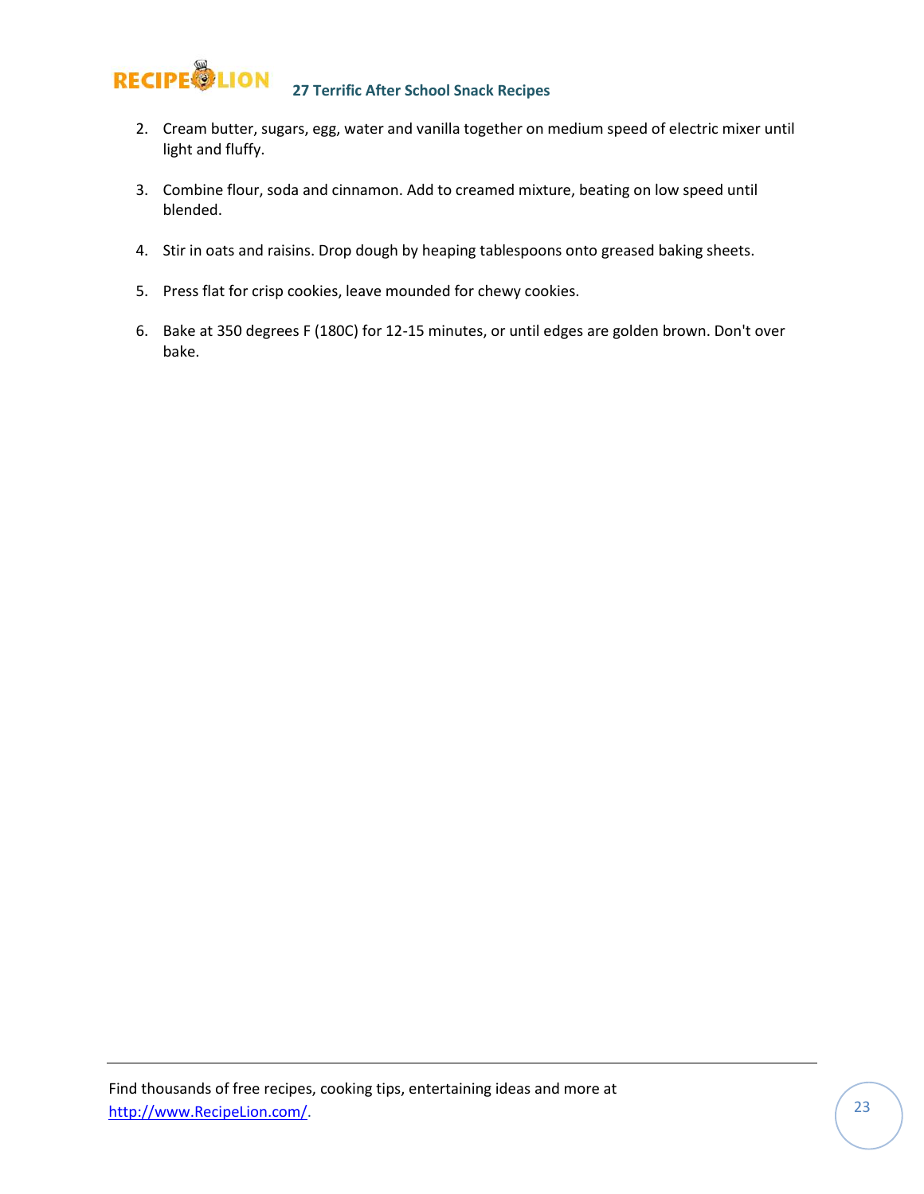2. Cream butter, sugars, egg, water and vanilla together on medium speed of electric mixer until light and fluffy.

3. Combine flour, soda and cinnamon. Add to creamed mixture, beating on low speed until blended.

4. Stir in oats and raisins. Drop dough by heaping tablespoons onto greased baking sheets.

5. Press flat for crisp cookies, leave mounded for chewy cookies.

6. Bake at 350 degrees F (180C) for 12-15 minutes, or until edges are golden brown. Don't over bake.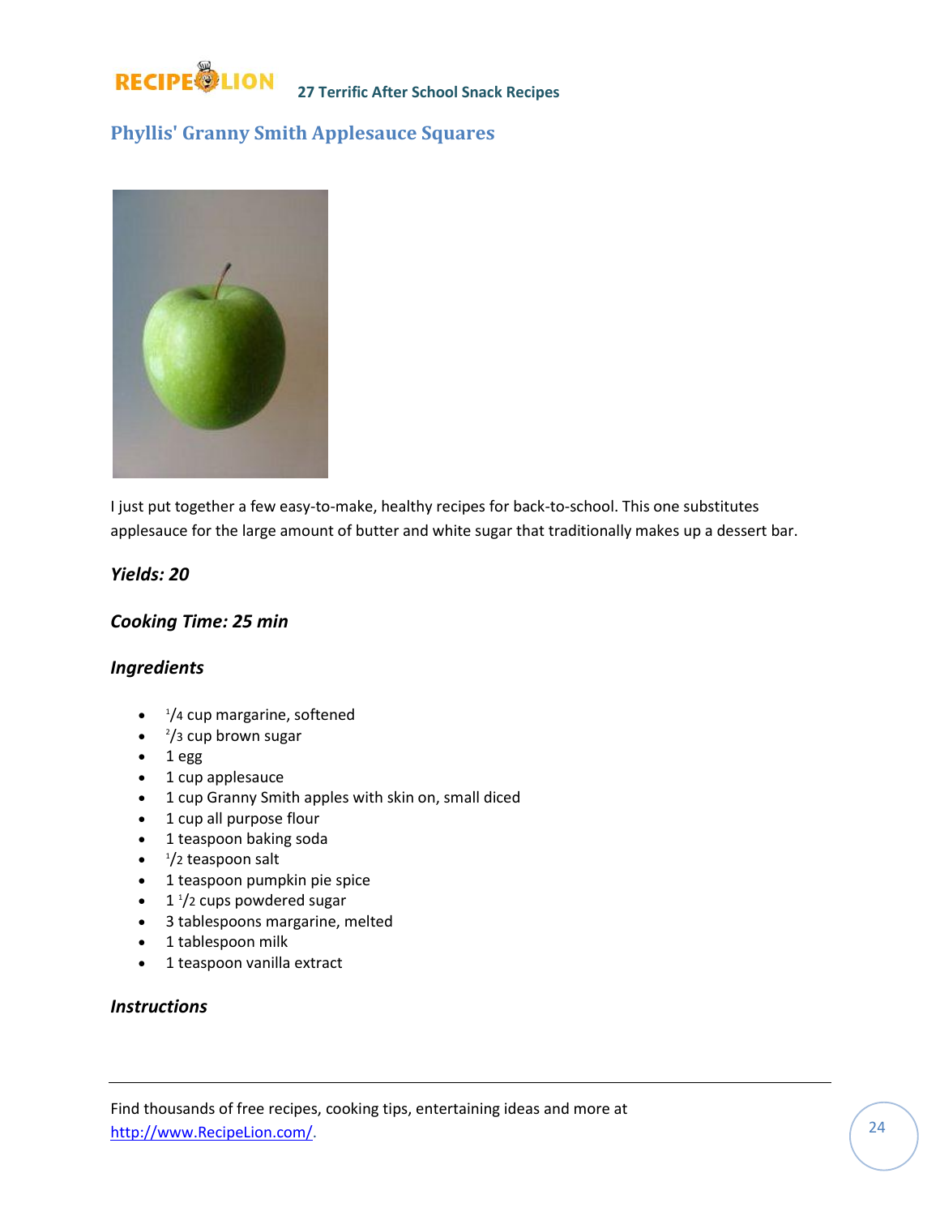## Phyllis' Granny Smith Applesauce Squares

I just put together a few easy-to-make, healthy recipes for back-to-school. This one substitutes applesauce for the large amount of butter and white sugar that traditionally makes up a dessert bar.

***Yields: 20***

***Cooking Time: 25 min***

### *Ingredients*

- 1/4 cup margarine, softened
- 2/3 cup brown sugar
- 1 egg
- 1 cup applesauce
- 1 cup Granny Smith apples with skin on, small diced
- 1 cup all purpose flour
- 1 teaspoon baking soda
- 1/2 teaspoon salt
- 1 teaspoon pumpkin pie spice
- 1 1/2 cups powdered sugar
- 3 tablespoons margarine, melted
- 1 tablespoon milk
- 1 teaspoon vanilla extract

### *Instructions*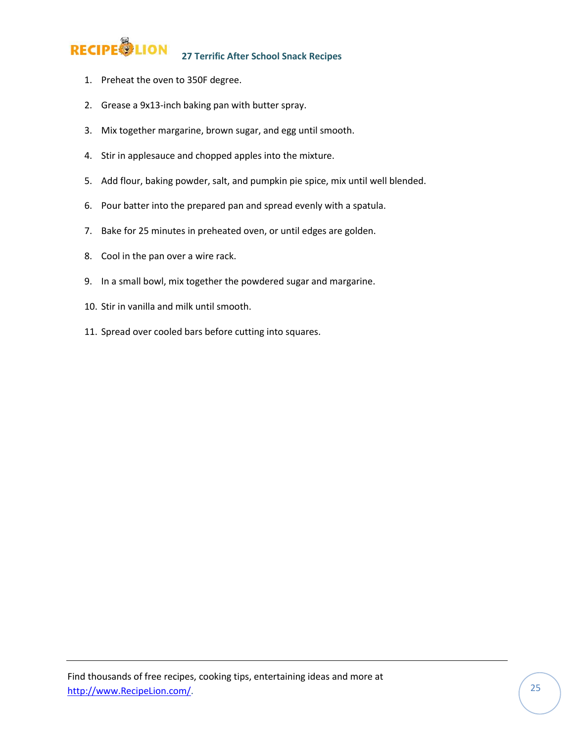1. Preheat the oven to 350F degree.

2. Grease a 9x13-inch baking pan with butter spray.

3. Mix together margarine, brown sugar, and egg until smooth.

4. Stir in applesauce and chopped apples into the mixture.

5. Add flour, baking powder, salt, and pumpkin pie spice, mix until well blended.

6. Pour batter into the prepared pan and spread evenly with a spatula.

7. Bake for 25 minutes in preheated oven, or until edges are golden.

8. Cool in the pan over a wire rack.

9. In a small bowl, mix together the powdered sugar and margarine.

10. Stir in vanilla and milk until smooth.

11. Spread over cooled bars before cutting into squares.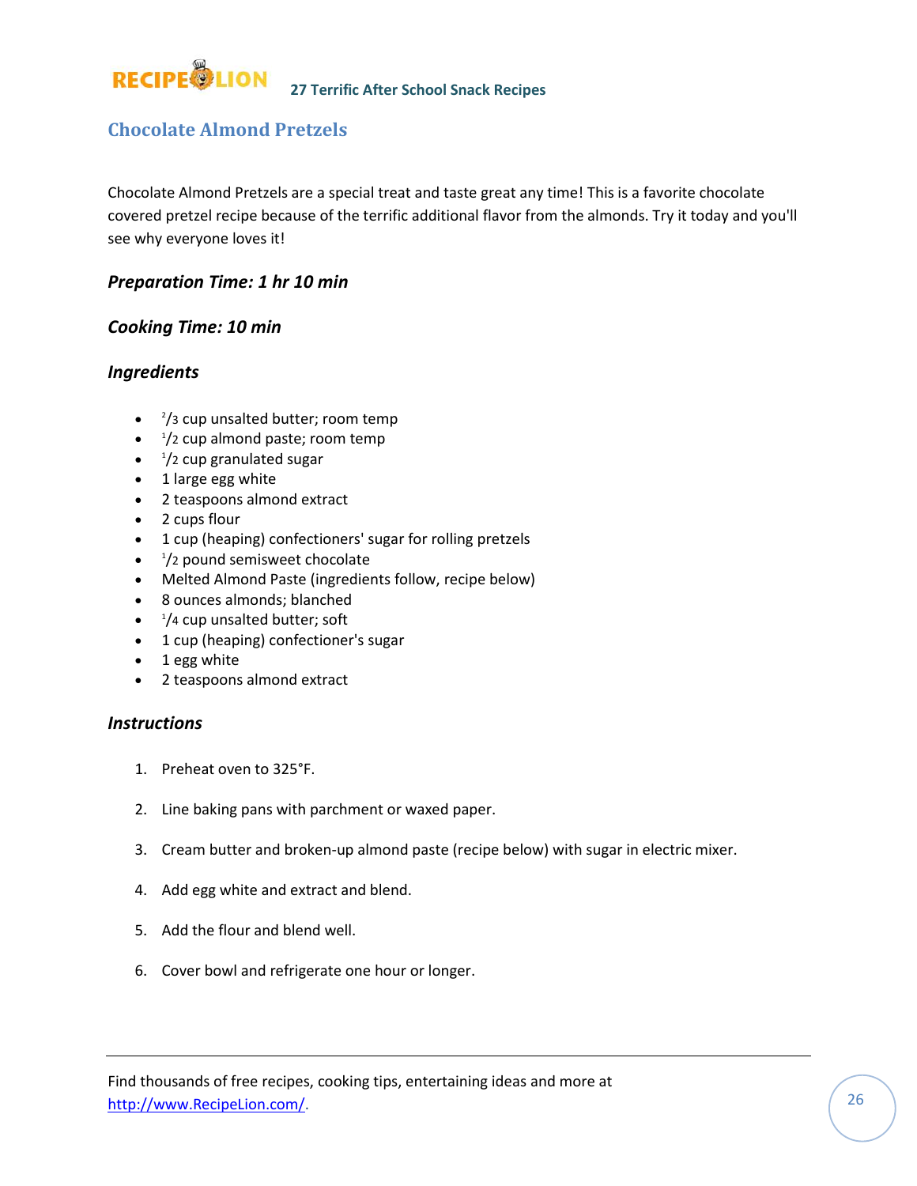## Chocolate Almond Pretzels

Chocolate Almond Pretzels are a special treat and taste great any time! This is a favorite chocolate covered pretzel recipe because of the terrific additional flavor from the almonds. Try it today and you'll see why everyone loves it!

### *Preparation Time: 1 hr 10 min*

### *Cooking Time: 10 min*

### *Ingredients*

- 2/3 cup unsalted butter; room temp
- 1/2 cup almond paste; room temp
- 1/2 cup granulated sugar
- 1 large egg white
- 2 teaspoons almond extract
- 2 cups flour
- 1 cup (heaping) confectioners' sugar for rolling pretzels
- 1/2 pound semisweet chocolate
- Melted Almond Paste (ingredients follow, recipe below)
- 8 ounces almonds; blanched
- 1/4 cup unsalted butter; soft
- 1 cup (heaping) confectioner's sugar
- 1 egg white
- 2 teaspoons almond extract

### *Instructions*

1. Preheat oven to 325°F.
2. Line baking pans with parchment or waxed paper.
3. Cream butter and broken-up almond paste (recipe below) with sugar in electric mixer.
4. Add egg white and extract and blend.
5. Add the flour and blend well.
6. Cover bowl and refrigerate one hour or longer.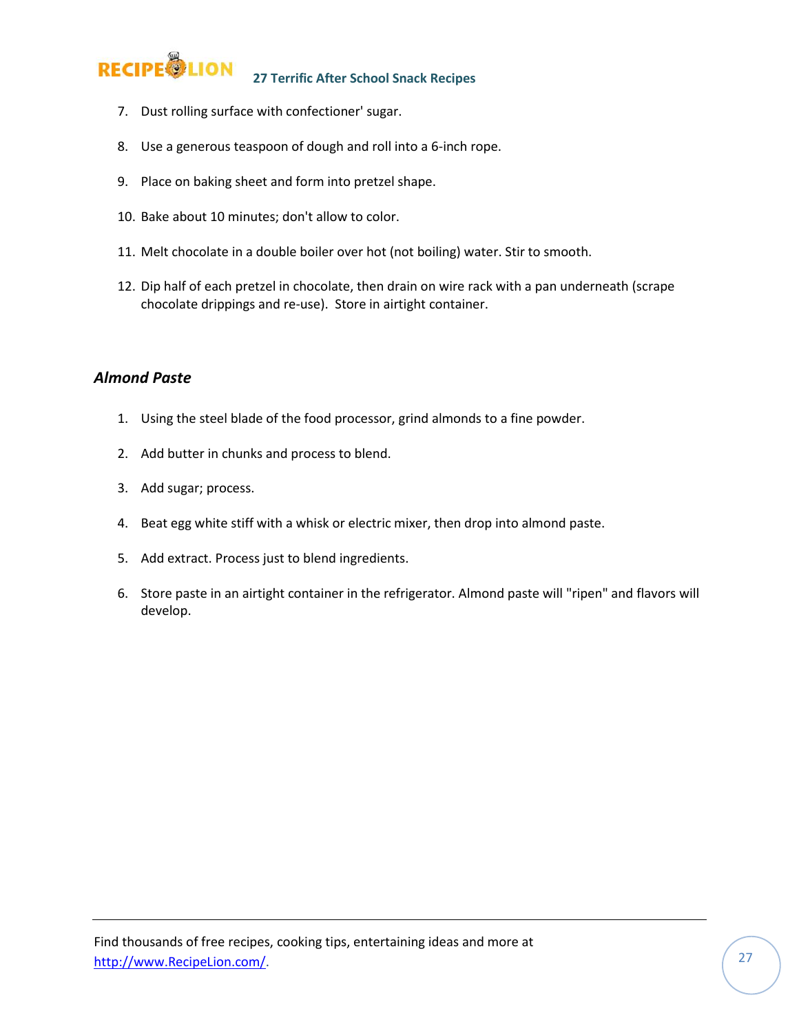7. Dust rolling surface with confectioner' sugar.

8. Use a generous teaspoon of dough and roll into a 6-inch rope.

9. Place on baking sheet and form into pretzel shape.

10. Bake about 10 minutes; don't allow to color.

11. Melt chocolate in a double boiler over hot (not boiling) water. Stir to smooth.

12. Dip half of each pretzel in chocolate, then drain on wire rack with a pan underneath (scrape chocolate drippings and re-use). Store in airtight container.

### *Almond Paste*

1. Using the steel blade of the food processor, grind almonds to a fine powder.

2. Add butter in chunks and process to blend.

3. Add sugar; process.

4. Beat egg white stiff with a whisk or electric mixer, then drop into almond paste.

5. Add extract. Process just to blend ingredients.

6. Store paste in an airtight container in the refrigerator. Almond paste will "ripen" and flavors will develop.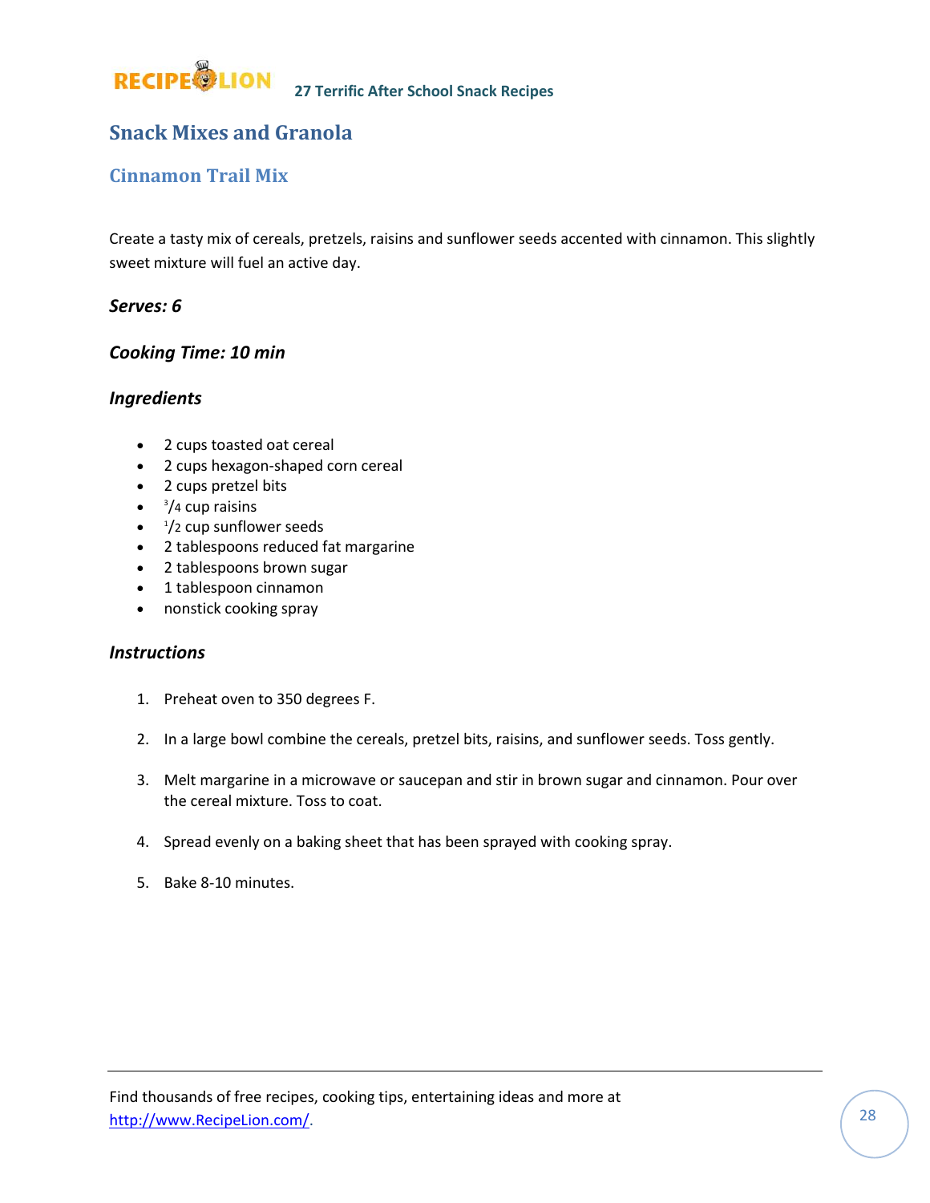## Snack Mixes and Granola

### Cinnamon Trail Mix

Create a tasty mix of cereals, pretzels, raisins and sunflower seeds accented with cinnamon. This slightly sweet mixture will fuel an active day.

***Serves: 6***

***Cooking Time: 10 min***

***Ingredients***

- 2 cups toasted oat cereal
- 2 cups hexagon-shaped corn cereal
- 2 cups pretzel bits
- 3/4 cup raisins
- 1/2 cup sunflower seeds
- 2 tablespoons reduced fat margarine
- 2 tablespoons brown sugar
- 1 tablespoon cinnamon
- nonstick cooking spray

***Instructions***

1. Preheat oven to 350 degrees F.
2. In a large bowl combine the cereals, pretzel bits, raisins, and sunflower seeds. Toss gently.
3. Melt margarine in a microwave or saucepan and stir in brown sugar and cinnamon. Pour over the cereal mixture. Toss to coat.
4. Spread evenly on a baking sheet that has been sprayed with cooking spray.
5. Bake 8-10 minutes.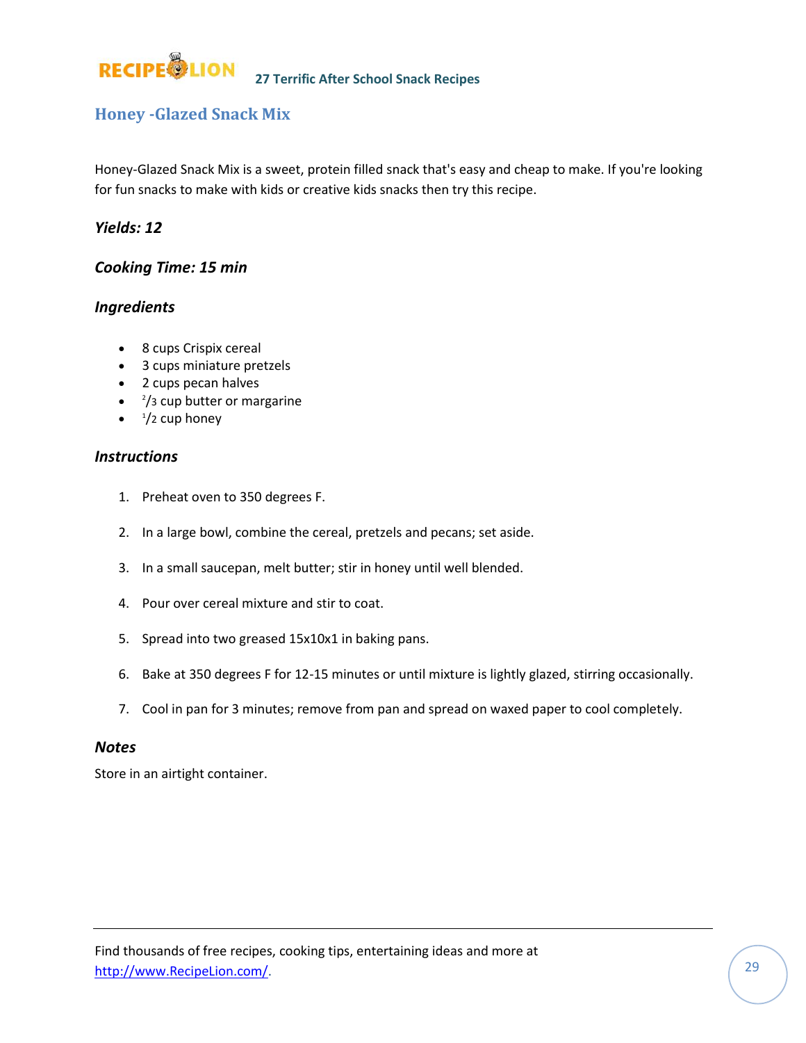## Honey -Glazed Snack Mix

Honey-Glazed Snack Mix is a sweet, protein filled snack that's easy and cheap to make. If you're looking for fun snacks to make with kids or creative kids snacks then try this recipe.

### *Yields: 12*

### *Cooking Time: 15 min*

### *Ingredients*

- 8 cups Crispix cereal
- 3 cups miniature pretzels
- 2 cups pecan halves
- 2/3 cup butter or margarine
- 1/2 cup honey

### *Instructions*

1. Preheat oven to 350 degrees F.
2. In a large bowl, combine the cereal, pretzels and pecans; set aside.
3. In a small saucepan, melt butter; stir in honey until well blended.
4. Pour over cereal mixture and stir to coat.
5. Spread into two greased 15x10x1 in baking pans.
6. Bake at 350 degrees F for 12-15 minutes or until mixture is lightly glazed, stirring occasionally.
7. Cool in pan for 3 minutes; remove from pan and spread on waxed paper to cool completely.

### *Notes*

Store in an airtight container.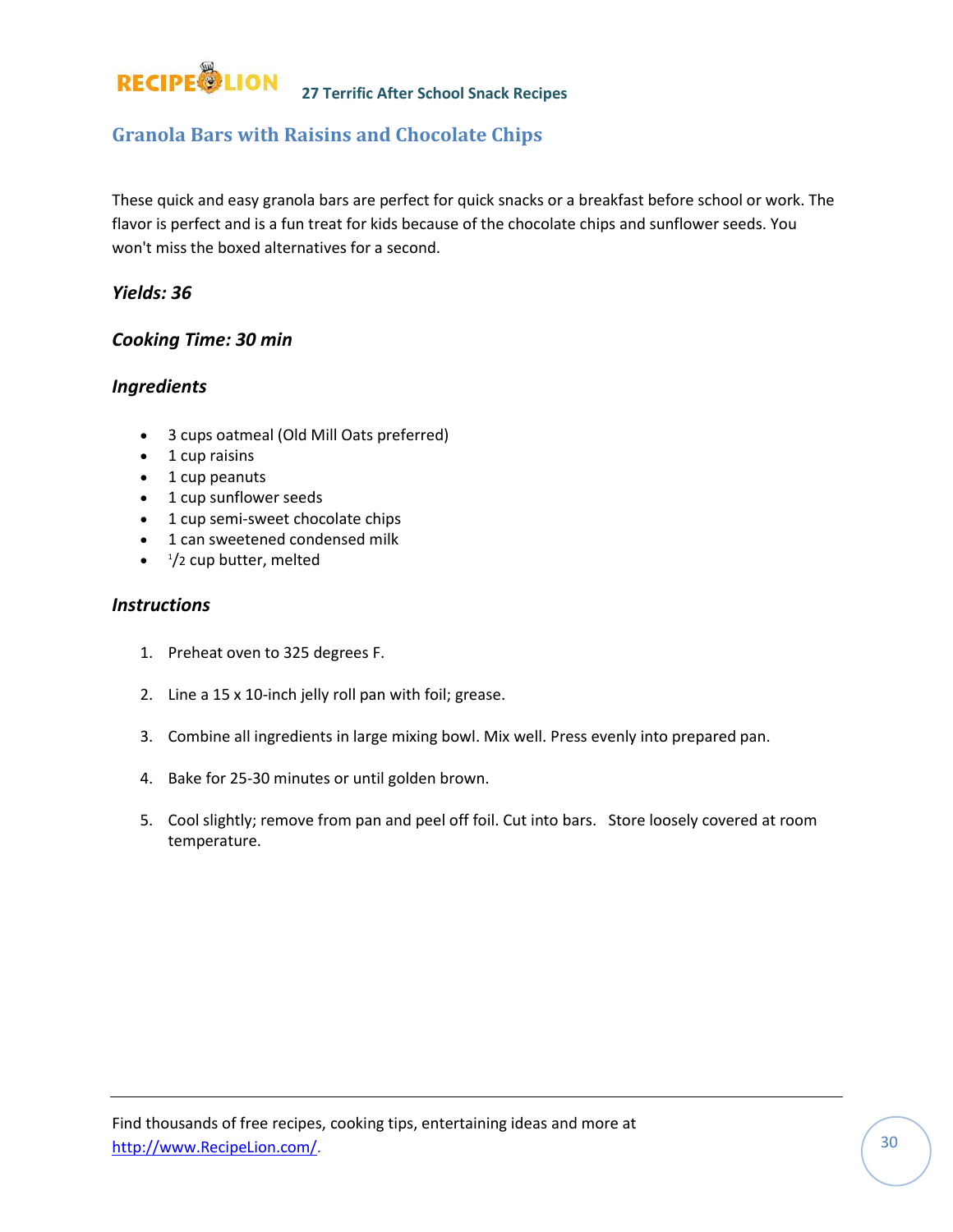## Granola Bars with Raisins and Chocolate Chips

These quick and easy granola bars are perfect for quick snacks or a breakfast before school or work. The flavor is perfect and is a fun treat for kids because of the chocolate chips and sunflower seeds. You won't miss the boxed alternatives for a second.

### *Yields: 36*

### *Cooking Time: 30 min*

### *Ingredients*

- 3 cups oatmeal (Old Mill Oats preferred)
- 1 cup raisins
- 1 cup peanuts
- 1 cup sunflower seeds
- 1 cup semi-sweet chocolate chips
- 1 can sweetened condensed milk
- 1/2 cup butter, melted

### *Instructions*

1. Preheat oven to 325 degrees F.
2. Line a 15 x 10-inch jelly roll pan with foil; grease.
3. Combine all ingredients in large mixing bowl. Mix well. Press evenly into prepared pan.
4. Bake for 25-30 minutes or until golden brown.
5. Cool slightly; remove from pan and peel off foil. Cut into bars. Store loosely covered at room temperature.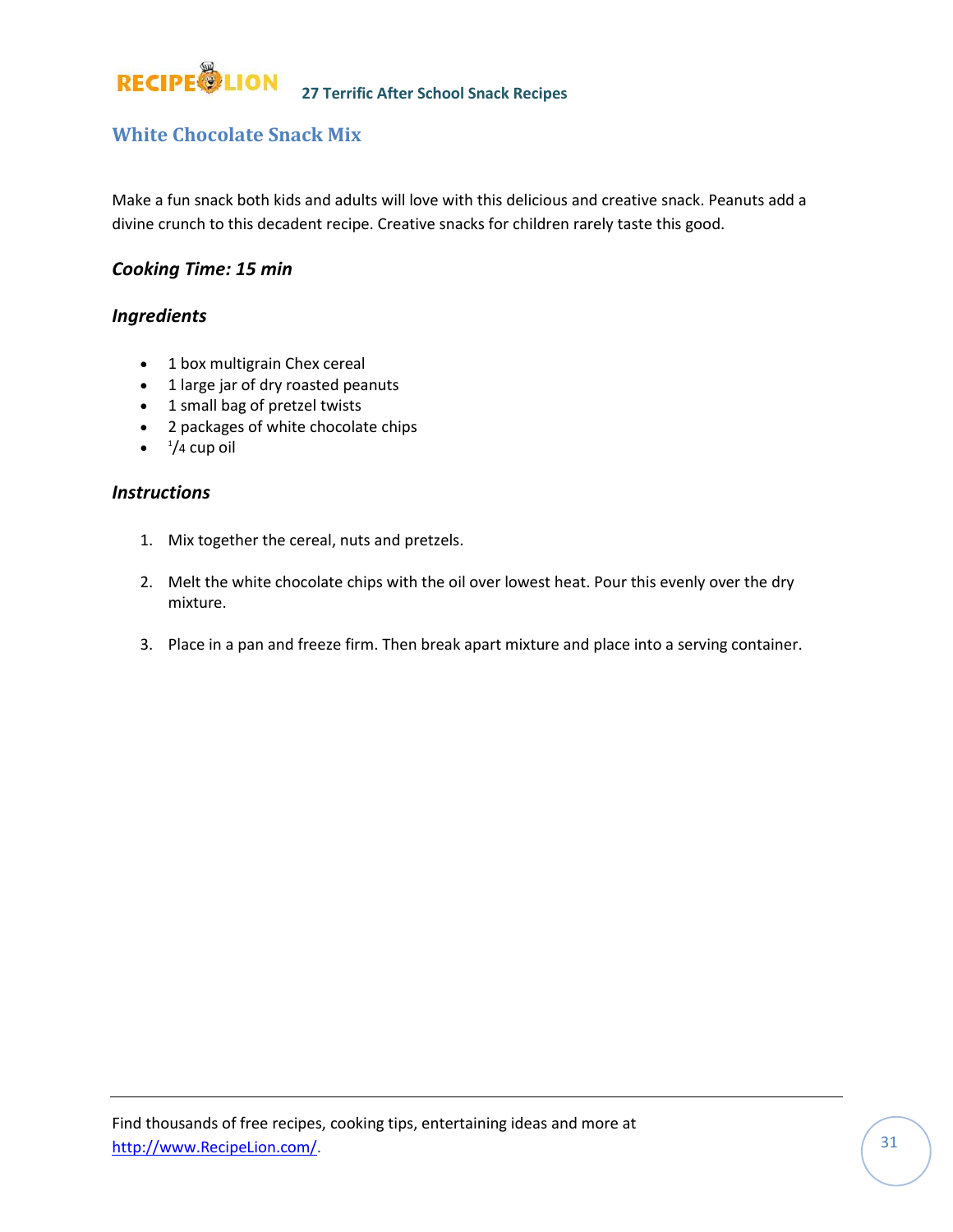## White Chocolate Snack Mix

Make a fun snack both kids and adults will love with this delicious and creative snack. Peanuts add a divine crunch to this decadent recipe. Creative snacks for children rarely taste this good.

### *Cooking Time: 15 min*

### *Ingredients*

- 1 box multigrain Chex cereal
- 1 large jar of dry roasted peanuts
- 1 small bag of pretzel twists
- 2 packages of white chocolate chips
- 1/4 cup oil

### *Instructions*

1. Mix together the cereal, nuts and pretzels.

2. Melt the white chocolate chips with the oil over lowest heat. Pour this evenly over the dry mixture.

3. Place in a pan and freeze firm. Then break apart mixture and place into a serving container.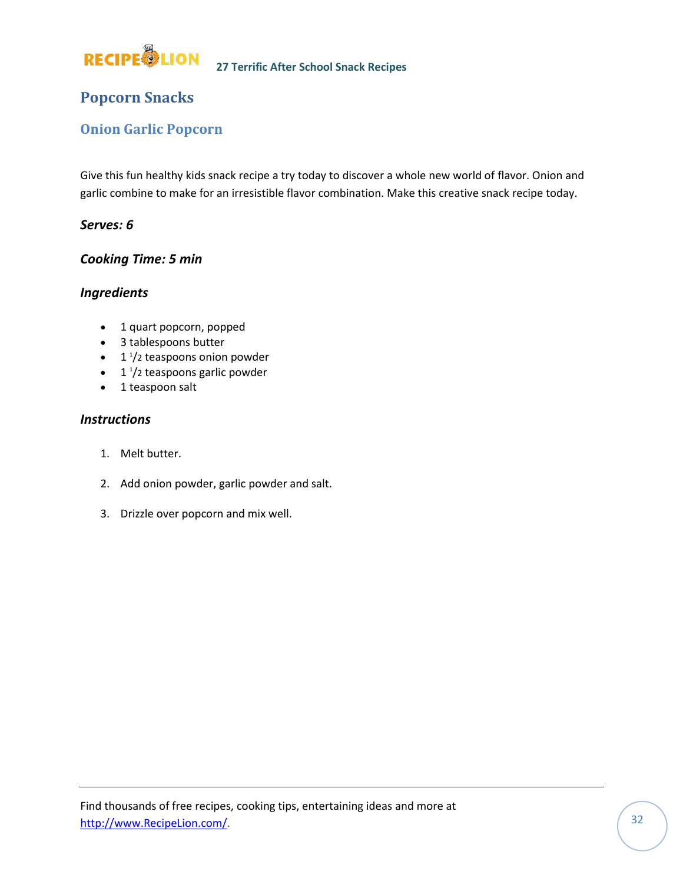## Popcorn Snacks

### Onion Garlic Popcorn

Give this fun healthy kids snack recipe a try today to discover a whole new world of flavor. Onion and garlic combine to make for an irresistible flavor combination. Make this creative snack recipe today.

***Serves: 6***

***Cooking Time: 5 min***

***Ingredients***

- 1 quart popcorn, popped
- 3 tablespoons butter
- 1 1/2 teaspoons onion powder
- 1 1/2 teaspoons garlic powder
- 1 teaspoon salt

***Instructions***

1. Melt butter.
2. Add onion powder, garlic powder and salt.
3. Drizzle over popcorn and mix well.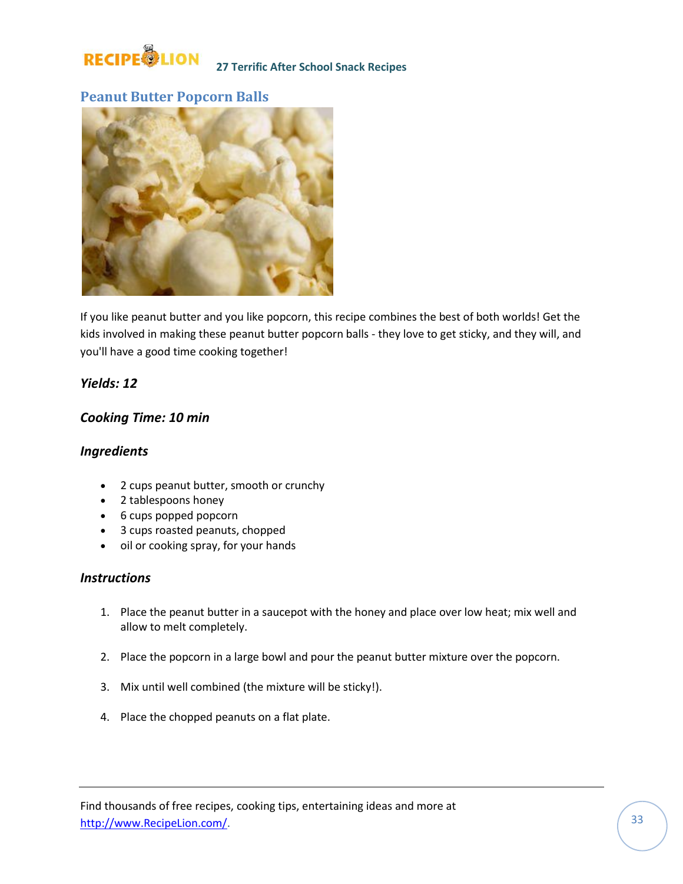## Peanut Butter Popcorn Balls

If you like peanut butter and you like popcorn, this recipe combines the best of both worlds! Get the kids involved in making these peanut butter popcorn balls - they love to get sticky, and they will, and you'll have a good time cooking together!

### *Yields: 12*

### *Cooking Time: 10 min*

### *Ingredients*

- 2 cups peanut butter, smooth or crunchy
- 2 tablespoons honey
- 6 cups popped popcorn
- 3 cups roasted peanuts, chopped
- oil or cooking spray, for your hands

### *Instructions*

1. Place the peanut butter in a saucepot with the honey and place over low heat; mix well and allow to melt completely.
2. Place the popcorn in a large bowl and pour the peanut butter mixture over the popcorn.
3. Mix until well combined (the mixture will be sticky!).
4. Place the chopped peanuts on a flat plate.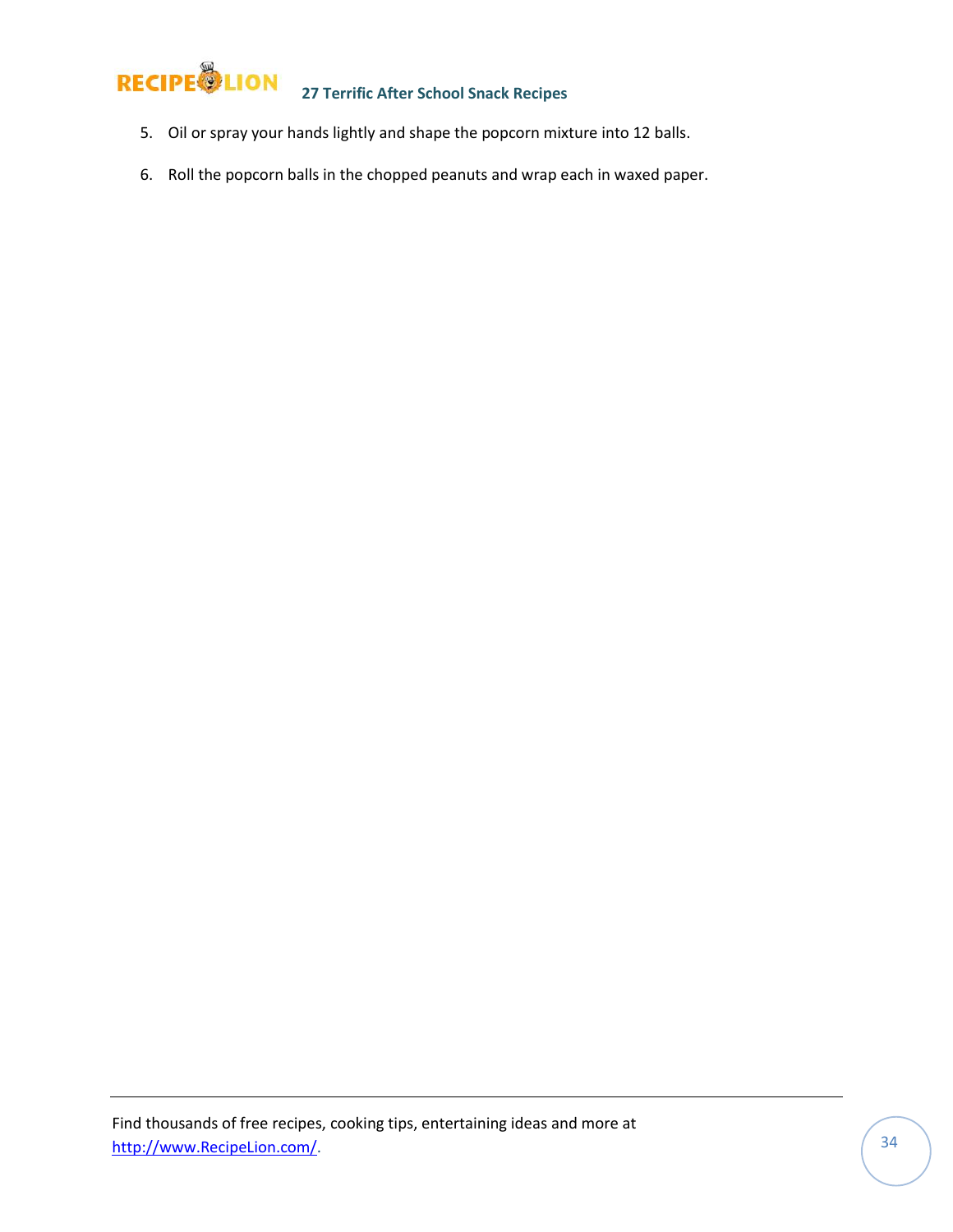5. Oil or spray your hands lightly and shape the popcorn mixture into 12 balls.

6. Roll the popcorn balls in the chopped peanuts and wrap each in waxed paper.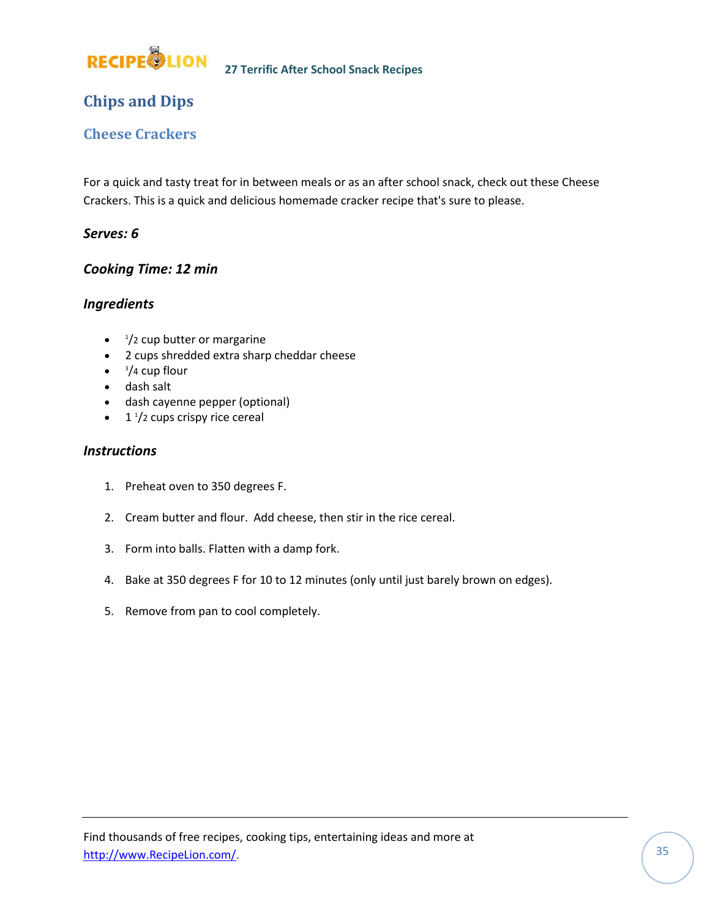## Chips and Dips

### Cheese Crackers

For a quick and tasty treat for in between meals or as an after school snack, check out these Cheese Crackers. This is a quick and delicious homemade cracker recipe that's sure to please.

***Serves: 6***

***Cooking Time: 12 min***

***Ingredients***

- 1/2 cup butter or margarine
- 2 cups shredded extra sharp cheddar cheese
- 3/4 cup flour
- dash salt
- dash cayenne pepper (optional)
- 1 1/2 cups crispy rice cereal

***Instructions***

1. Preheat oven to 350 degrees F.
2. Cream butter and flour. Add cheese, then stir in the rice cereal.
3. Form into balls. Flatten with a damp fork.
4. Bake at 350 degrees F for 10 to 12 minutes (only until just barely brown on edges).
5. Remove from pan to cool completely.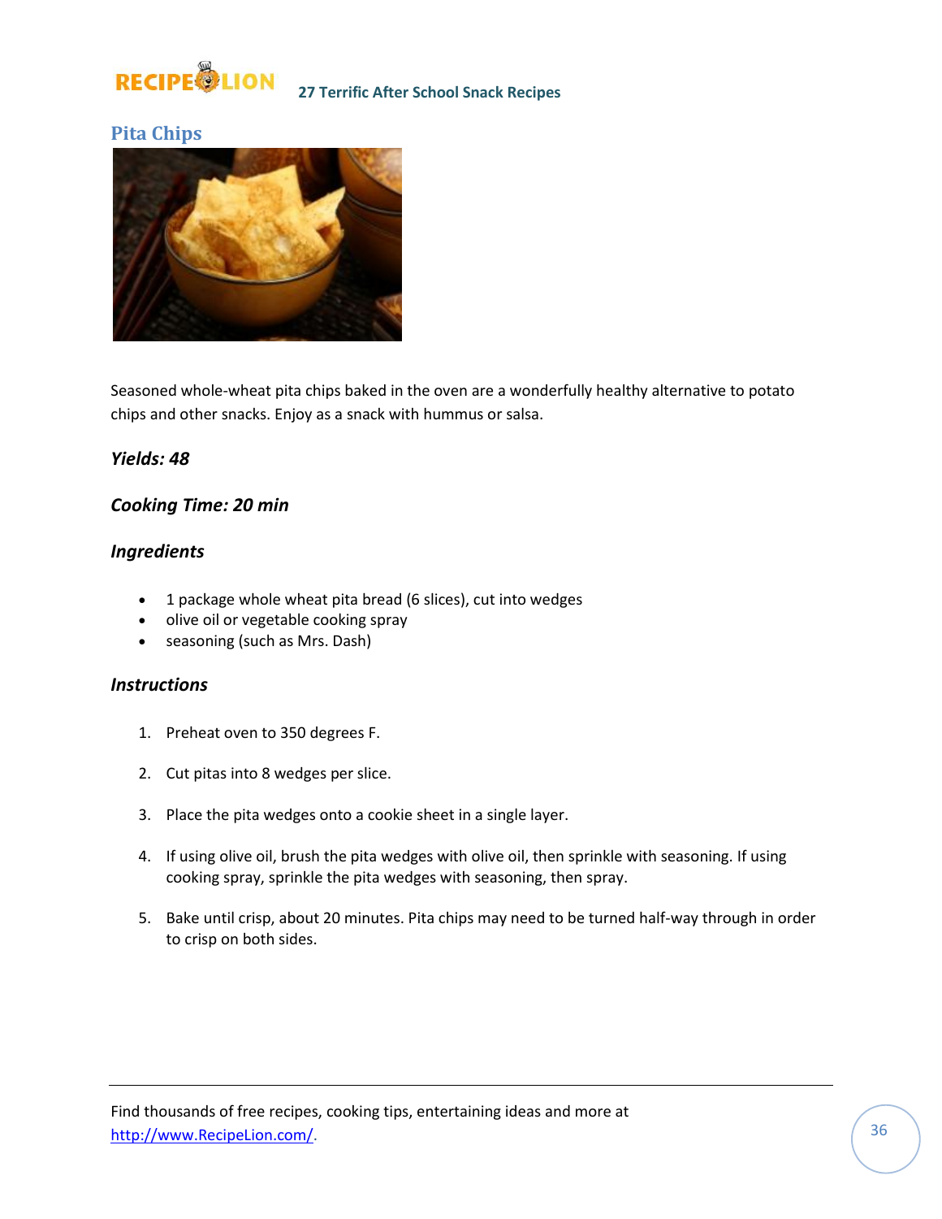## Pita Chips

Seasoned whole-wheat pita chips baked in the oven are a wonderfully healthy alternative to potato chips and other snacks. Enjoy as a snack with hummus or salsa.

***Yields: 48***

***Cooking Time: 20 min***

### *Ingredients*

- 1 package whole wheat pita bread (6 slices), cut into wedges
- olive oil or vegetable cooking spray
- seasoning (such as Mrs. Dash)

### *Instructions*

1. Preheat oven to 350 degrees F.
2. Cut pitas into 8 wedges per slice.
3. Place the pita wedges onto a cookie sheet in a single layer.
4. If using olive oil, brush the pita wedges with olive oil, then sprinkle with seasoning. If using cooking spray, sprinkle the pita wedges with seasoning, then spray.
5. Bake until crisp, about 20 minutes. Pita chips may need to be turned half-way through in order to crisp on both sides.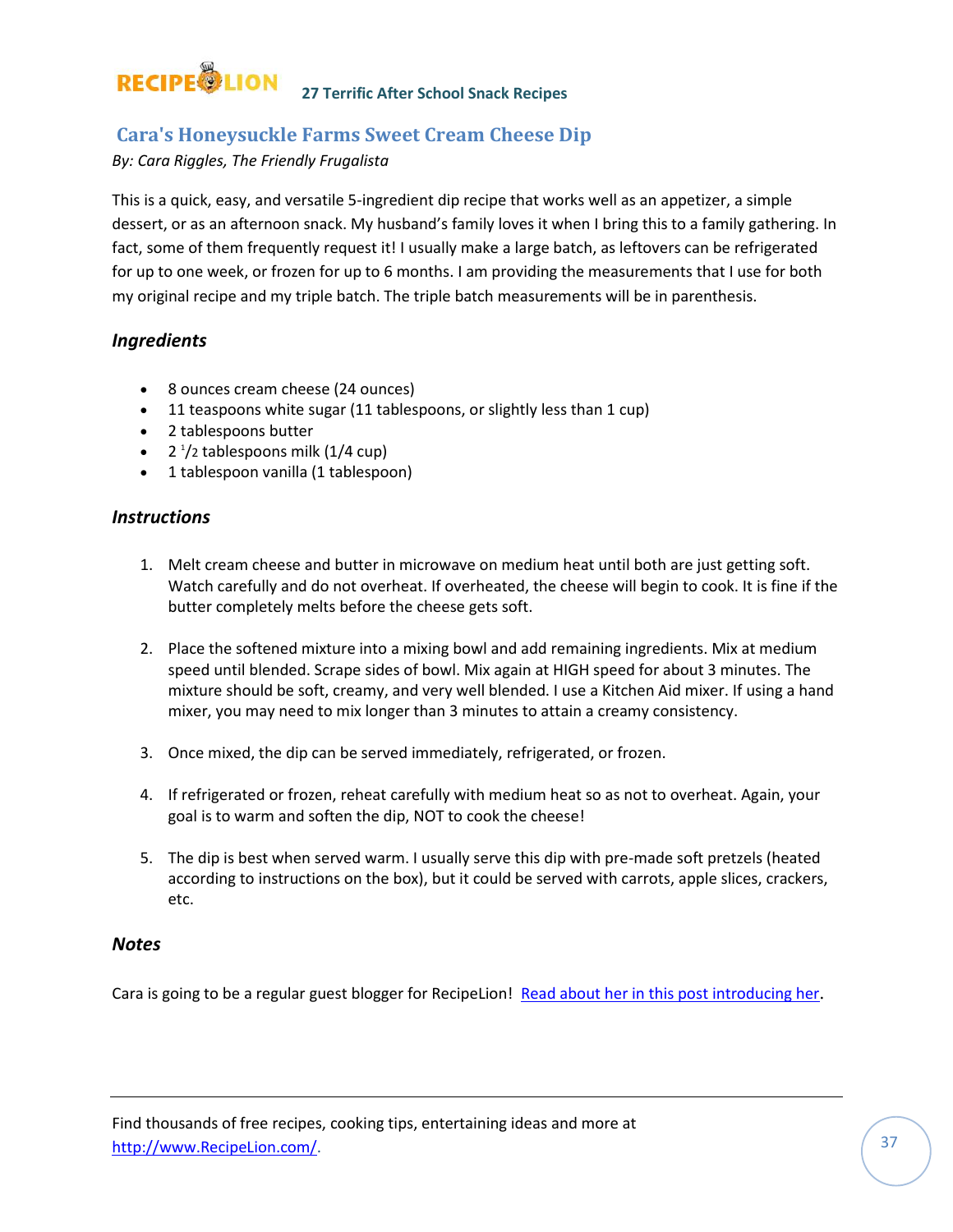## Cara's Honeysuckle Farms Sweet Cream Cheese Dip

*By: Cara Riggles, The Friendly Frugalista*

This is a quick, easy, and versatile 5-ingredient dip recipe that works well as an appetizer, a simple dessert, or as an afternoon snack. My husband's family loves it when I bring this to a family gathering. In fact, some of them frequently request it! I usually make a large batch, as leftovers can be refrigerated for up to one week, or frozen for up to 6 months. I am providing the measurements that I use for both my original recipe and my triple batch. The triple batch measurements will be in parenthesis.

### *Ingredients*

- 8 ounces cream cheese (24 ounces)
- 11 teaspoons white sugar (11 tablespoons, or slightly less than 1 cup)
- 2 tablespoons butter
- 2 1/2 tablespoons milk (1/4 cup)
- 1 tablespoon vanilla (1 tablespoon)

### *Instructions*

1. Melt cream cheese and butter in microwave on medium heat until both are just getting soft. Watch carefully and do not overheat. If overheated, the cheese will begin to cook. It is fine if the butter completely melts before the cheese gets soft.

2. Place the softened mixture into a mixing bowl and add remaining ingredients. Mix at medium speed until blended. Scrape sides of bowl. Mix again at HIGH speed for about 3 minutes. The mixture should be soft, creamy, and very well blended. I use a Kitchen Aid mixer. If using a hand mixer, you may need to mix longer than 3 minutes to attain a creamy consistency.

3. Once mixed, the dip can be served immediately, refrigerated, or frozen.

4. If refrigerated or frozen, reheat carefully with medium heat so as not to overheat. Again, your goal is to warm and soften the dip, NOT to cook the cheese!

5. The dip is best when served warm. I usually serve this dip with pre-made soft pretzels (heated according to instructions on the box), but it could be served with carrots, apple slices, crackers, etc.

### *Notes*

Cara is going to be a regular guest blogger for RecipeLion! [Read about her in this post introducing her](#).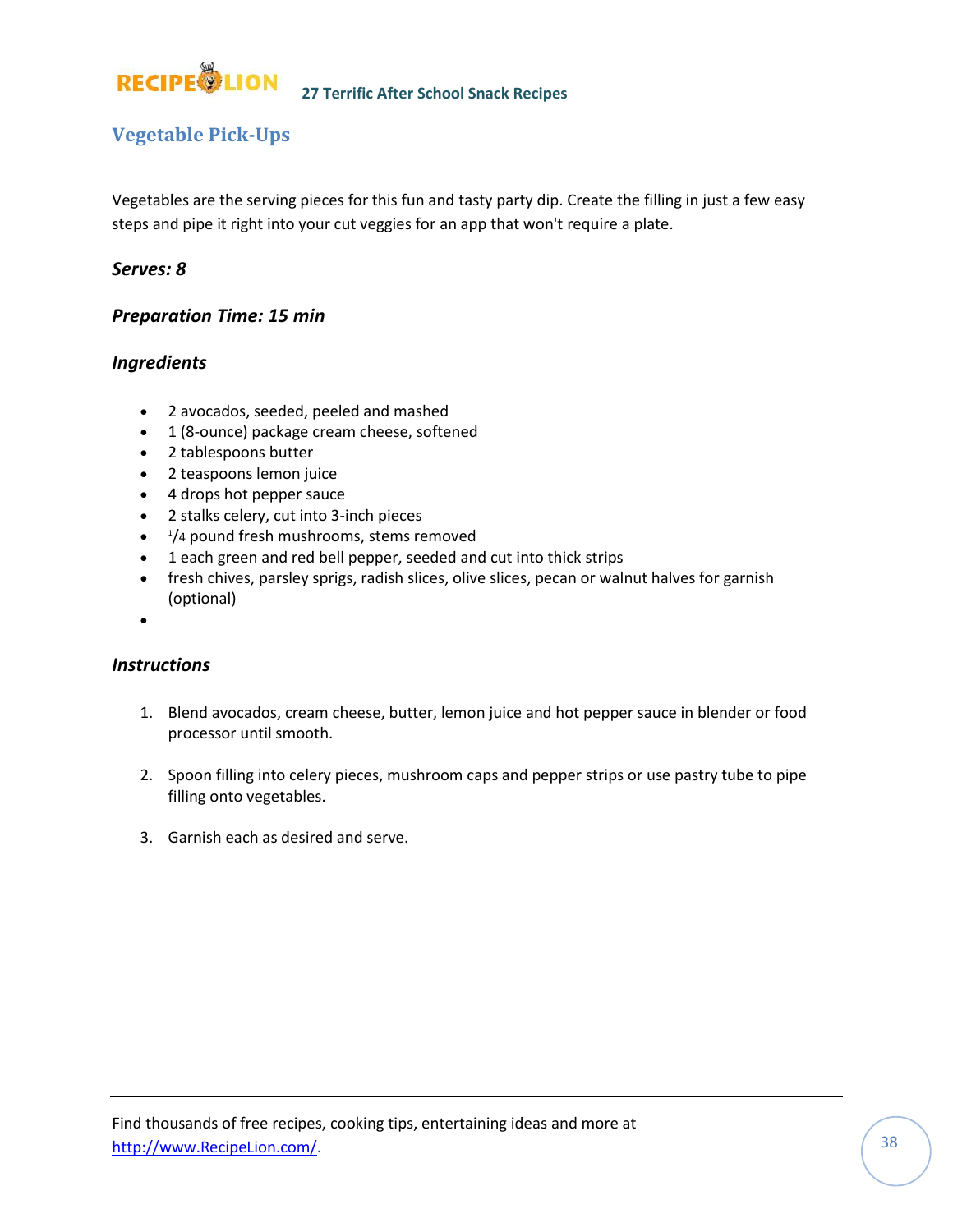## Vegetable Pick-Ups

Vegetables are the serving pieces for this fun and tasty party dip. Create the filling in just a few easy steps and pipe it right into your cut veggies for an app that won't require a plate.

***Serves: 8***

***Preparation Time: 15 min***

### *Ingredients*

- 2 avocados, seeded, peeled and mashed
- 1 (8-ounce) package cream cheese, softened
- 2 tablespoons butter
- 2 teaspoons lemon juice
- 4 drops hot pepper sauce
- 2 stalks celery, cut into 3-inch pieces
- 1/4 pound fresh mushrooms, stems removed
- 1 each green and red bell pepper, seeded and cut into thick strips
- fresh chives, parsley sprigs, radish slices, olive slices, pecan or walnut halves for garnish (optional)

### *Instructions*

1. Blend avocados, cream cheese, butter, lemon juice and hot pepper sauce in blender or food processor until smooth.

2. Spoon filling into celery pieces, mushroom caps and pepper strips or use pastry tube to pipe filling onto vegetables.

3. Garnish each as desired and serve.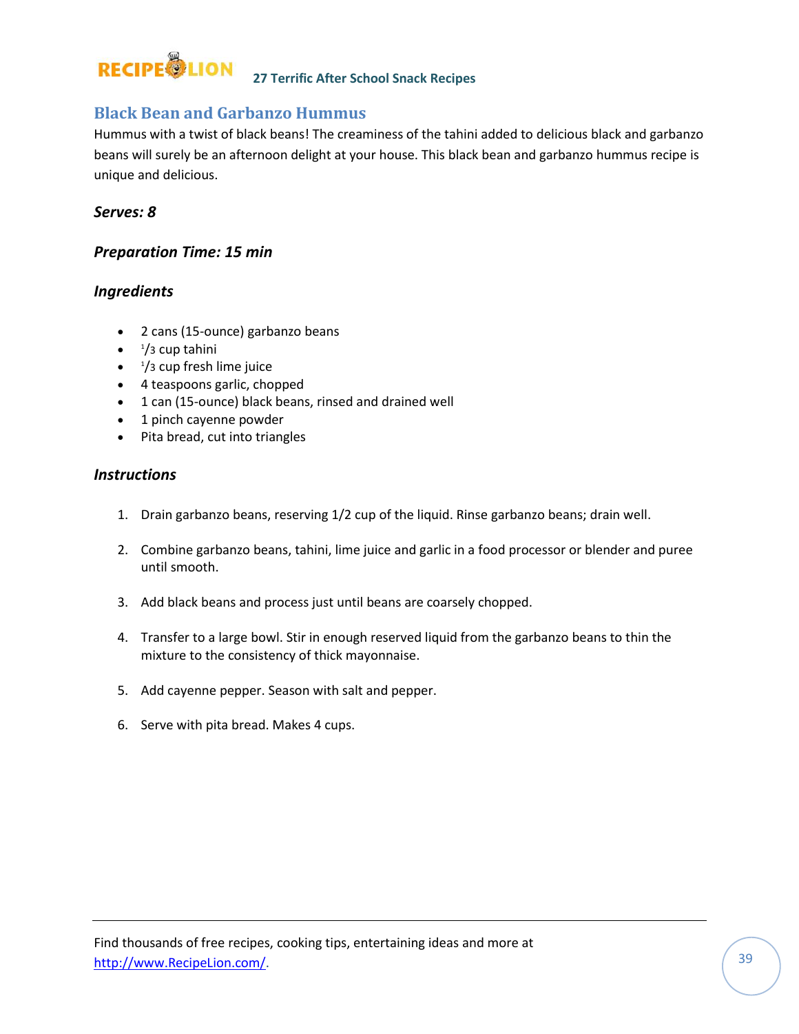## Black Bean and Garbanzo Hummus

Hummus with a twist of black beans! The creaminess of the tahini added to delicious black and garbanzo beans will surely be an afternoon delight at your house. This black bean and garbanzo hummus recipe is unique and delicious.

***Serves: 8***

***Preparation Time: 15 min***

### *Ingredients*

- 2 cans (15-ounce) garbanzo beans
- 1/3 cup tahini
- 1/3 cup fresh lime juice
- 4 teaspoons garlic, chopped
- 1 can (15-ounce) black beans, rinsed and drained well
- 1 pinch cayenne powder
- Pita bread, cut into triangles

### *Instructions*

1. Drain garbanzo beans, reserving 1/2 cup of the liquid. Rinse garbanzo beans; drain well.
2. Combine garbanzo beans, tahini, lime juice and garlic in a food processor or blender and puree until smooth.
3. Add black beans and process just until beans are coarsely chopped.
4. Transfer to a large bowl. Stir in enough reserved liquid from the garbanzo beans to thin the mixture to the consistency of thick mayonnaise.
5. Add cayenne pepper. Season with salt and pepper.
6. Serve with pita bread. Makes 4 cups.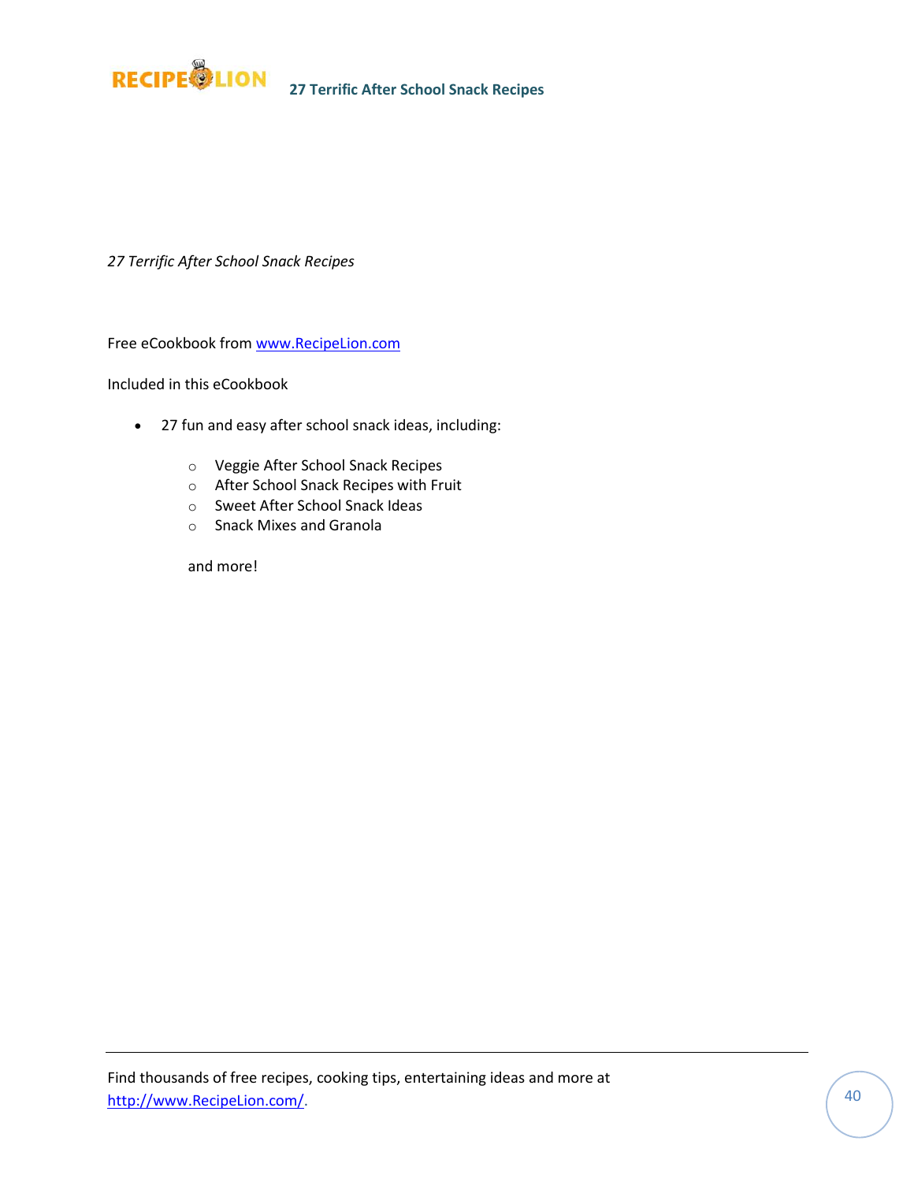*27 Terrific After School Snack Recipes*

Free eCookbook from www.RecipeLion.com

Included in this eCookbook

- 27 fun and easy after school snack ideas, including:
    - Veggie After School Snack Recipes
    - After School Snack Recipes with Fruit
    - Sweet After School Snack Ideas
    - Snack Mixes and Granola

    and more!